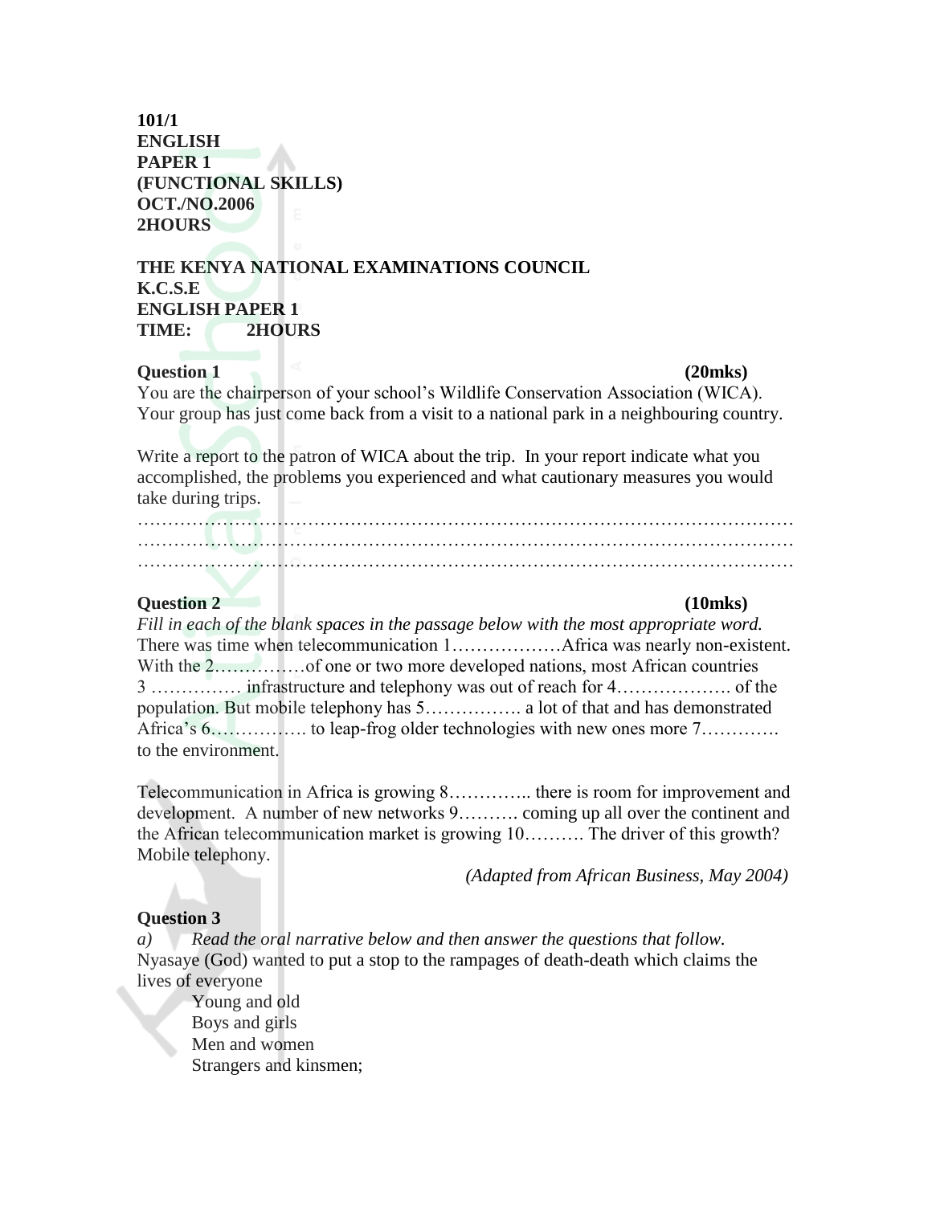**101/1**
**ENGLISH**
**PAPER 1**
**(FUNCTIONAL SKILLS)**
**OCT./NO.2006**
**2HOURS**

**THE KENYA NATIONAL EXAMINATIONS COUNCIL**
**K.C.S.E**
**ENGLISH PAPER 1**
**TIME: 2HOURS**

**Question 1** **(20mks)**

You are the chairperson of your school's Wildlife Conservation Association (WICA). Your group has just come back from a visit to a national park in a neighbouring country.

Write a report to the patron of WICA about the trip. In your report indicate what you accomplished, the problems you experienced and what cautionary measures you would take during trips.

…………………………………………………………………………………………………
…………………………………………………………………………………………………
…………………………………………………………………………………………………

**Question 2** **(10mks)**

*Fill in each of the blank spaces in the passage below with the most appropriate word.*

There was time when telecommunication 1………………Africa was nearly non-existent. With the 2……………of one or two more developed nations, most African countries 3 …………… infrastructure and telephony was out of reach for 4………………. of the population. But mobile telephony has 5……………. a lot of that and has demonstrated Africa's 6……………. to leap-frog older technologies with new ones more 7…………. to the environment.

Telecommunication in Africa is growing 8………….. there is room for improvement and development. A number of new networks 9………. coming up all over the continent and the African telecommunication market is growing 10………. The driver of this growth? Mobile telephony.

*(Adapted from African Business, May 2004)*

**Question 3**

*a) Read the oral narrative below and then answer the questions that follow.*

Nyasaye (God) wanted to put a stop to the rampages of death-death which claims the lives of everyone

Young and old
Boys and girls
Men and women
Strangers and kinsmen;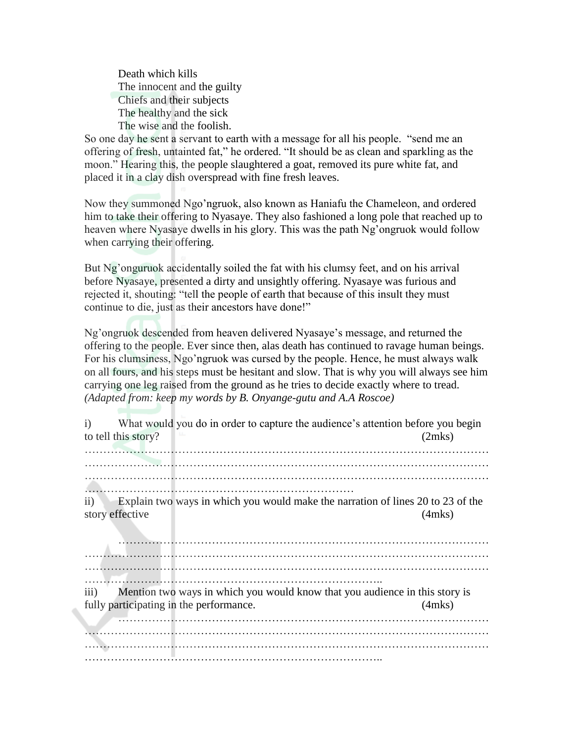Death which kills
The innocent and the guilty
Chiefs and their subjects
The healthy and the sick
The wise and the foolish.

So one day he sent a servant to earth with a message for all his people. "send me an offering of fresh, untainted fat," he ordered. "It should be as clean and sparkling as the moon." Hearing this, the people slaughtered a goat, removed its pure white fat, and placed it in a clay dish overspread with fine fresh leaves.

Now they summoned Ngo'ngruok, also known as Haniafu the Chameleon, and ordered him to take their offering to Nyasaye. They also fashioned a long pole that reached up to heaven where Nyasaye dwells in his glory. This was the path Ng'ongruok would follow when carrying their offering.

But Ng'onguruok accidentally soiled the fat with his clumsy feet, and on his arrival before Nyasaye, presented a dirty and unsightly offering. Nyasaye was furious and rejected it, shouting: "tell the people of earth that because of this insult they must continue to die, just as their ancestors have done!"

Ng'ongruok descended from heaven delivered Nyasaye's message, and returned the offering to the people. Ever since then, alas death has continued to ravage human beings. For his clumsiness, Ngo'ngruok was cursed by the people. Hence, he must always walk on all fours, and his steps must be hesitant and slow. That is why you will always see him carrying one leg raised from the ground as he tries to decide exactly where to tread.
*(Adapted from: keep my words by B. Onyange-gutu and A.A Roscoe)*

i) What would you do in order to capture the audience's attention before you begin to tell this story? (2mks)

…………………………………………………………………………………………
…………………………………………………………………………………………
…………………………………………………………………………………………
……………………………………………………………………

ii) Explain two ways in which you would make the narration of lines 20 to 23 of the story effective (4mks)

…………………………………………………………………………………………
…………………………………………………………………………………………
…………………………………………………………………………………………
……………………………………………………………………..

iii) Mention two ways in which you would know that you audience in this story is fully participating in the performance. (4mks)

…………………………………………………………………………………………
…………………………………………………………………………………………
…………………………………………………………………………………………
……………………………………………………………………..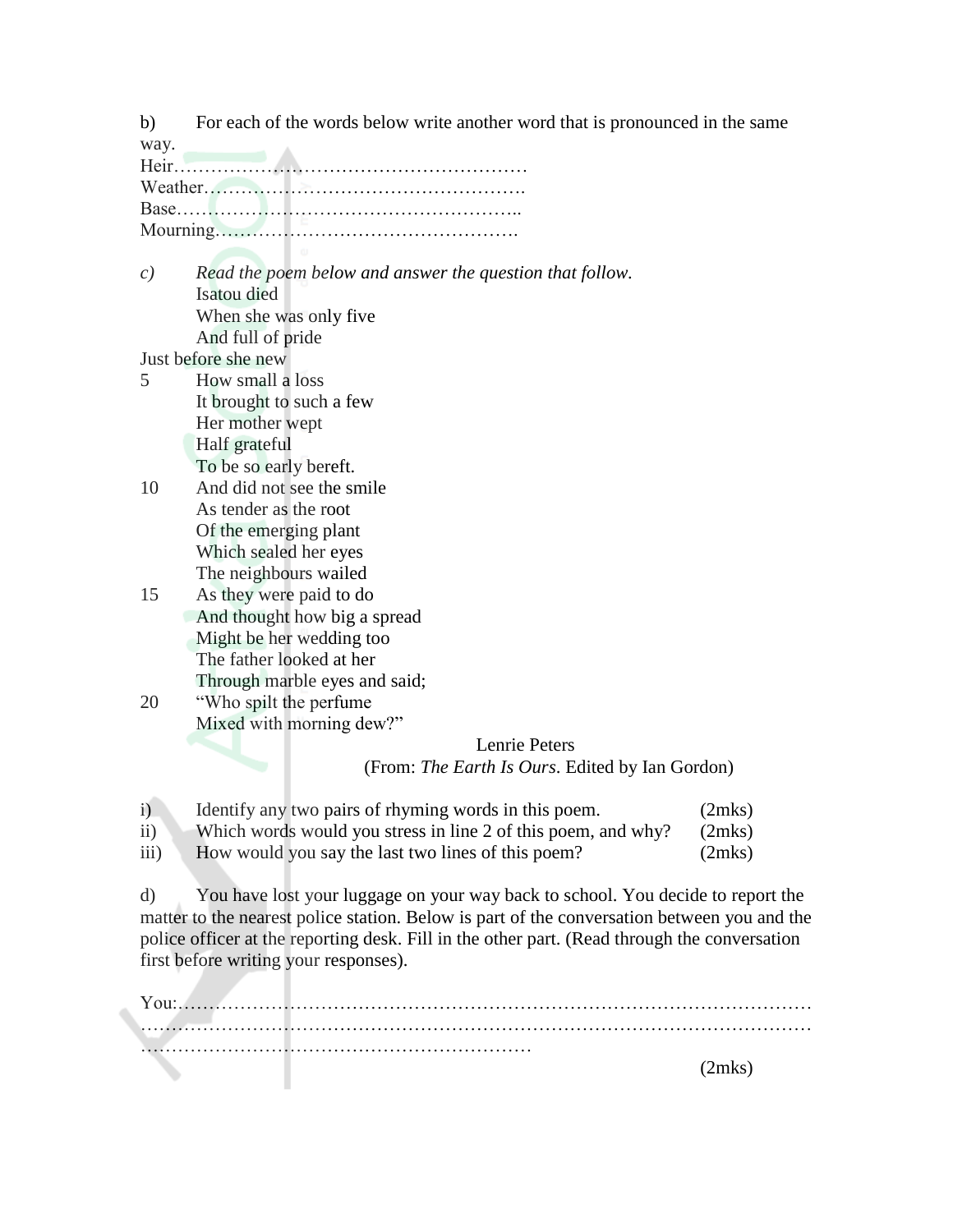b) For each of the words below write another word that is pronounced in the same way.

Heir…………………………………………………

Weather…………………………………………….

Base………………………………………………..

Mourning………………………………………….

*c) Read the poem below and answer the question that follow.*

Isatou died
When she was only five
And full of pride
Just before she new
5 How small a loss
It brought to such a few
Her mother wept
Half grateful
To be so early bereft.
10 And did not see the smile
As tender as the root
Of the emerging plant
Which sealed her eyes
The neighbours wailed
15 As they were paid to do
And thought how big a spread
Might be her wedding too
The father looked at her
Through marble eyes and said;
20 "Who spilt the perfume
Mixed with morning dew?"

Lenrie Peters

(From: *The Earth Is Ours*. Edited by Ian Gordon)

i) Identify any two pairs of rhyming words in this poem. (2mks)

ii) Which words would you stress in line 2 of this poem, and why? (2mks)

iii) How would you say the last two lines of this poem? (2mks)

d) You have lost your luggage on your way back to school. You decide to report the matter to the nearest police station. Below is part of the conversation between you and the police officer at the reporting desk. Fill in the other part. (Read through the conversation first before writing your responses).

You:………………………………………………………………………………………
……………………………………………………………………………………………
………………………………………………………

(2mks)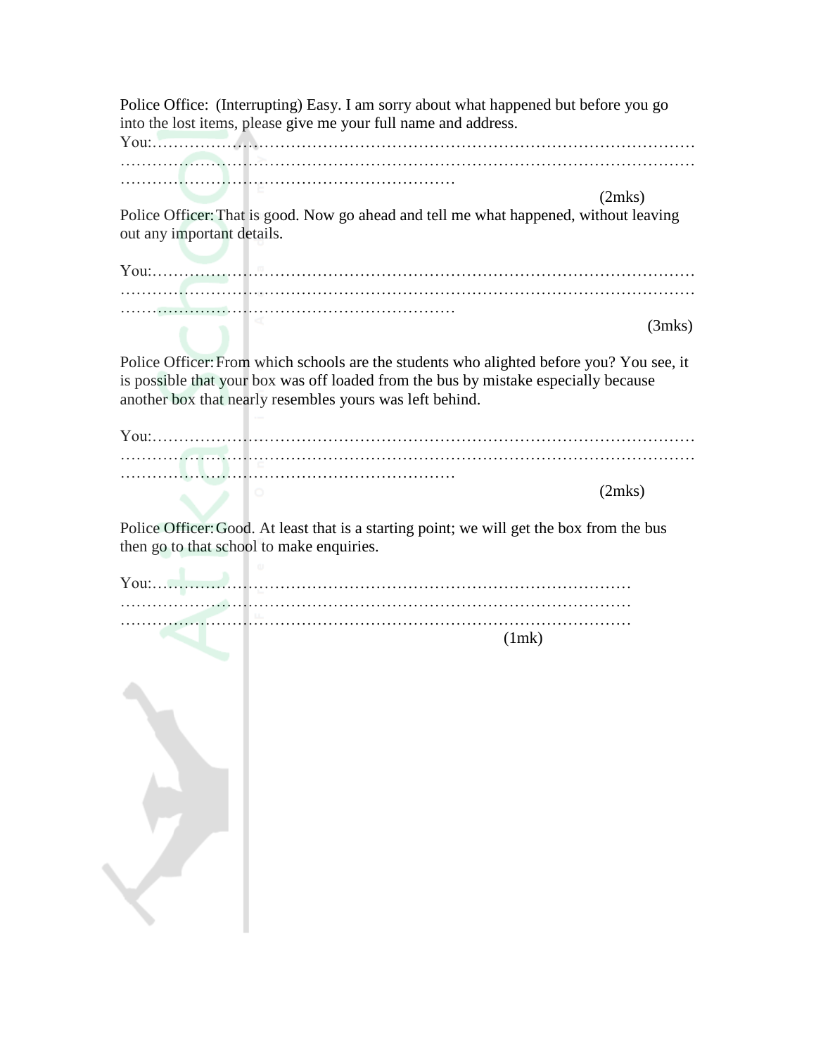Police Office: (Interrupting) Easy. I am sorry about what happened but before you go into the lost items, please give me your full name and address.

You:……………………………………………………………………………………………
……………………………………………………………………………………………………
………………………………………………………

(2mks)

Police Officer: That is good. Now go ahead and tell me what happened, without leaving out any important details.

You:……………………………………………………………………………………………
……………………………………………………………………………………………………
………………………………………………………

(3mks)

Police Officer: From which schools are the students who alighted before you? You see, it is possible that your box was off loaded from the bus by mistake especially because another box that nearly resembles yours was left behind.

You:……………………………………………………………………………………………
……………………………………………………………………………………………………
………………………………………………………

(2mks)

Police Officer: Good. At least that is a starting point; we will get the box from the bus then go to that school to make enquiries.

You:……………………………………………………………………………………
……………………………………………………………………………………………
……………………………………………………………………………………………

(1mk)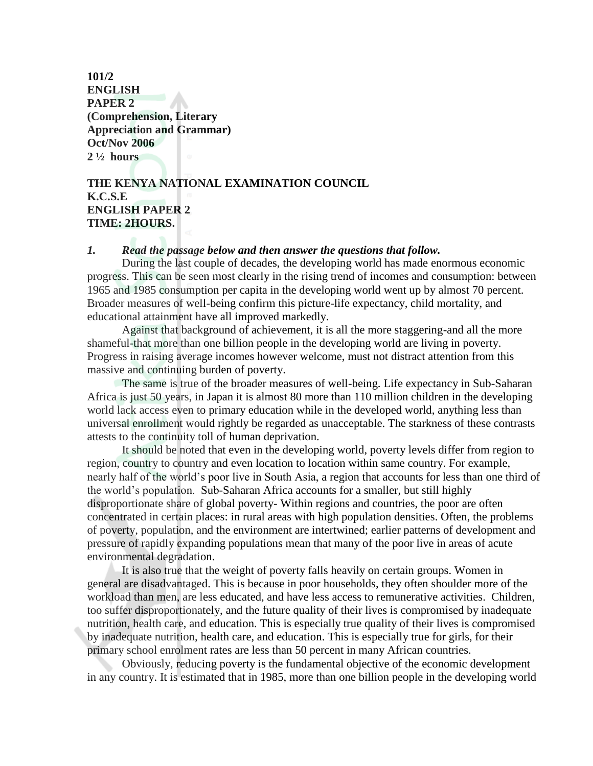**101/2**
**ENGLISH**
**PAPER 2**
**(Comprehension, Literary Appreciation and Grammar)**
**Oct/Nov 2006**
**2 ½ hours**

**THE KENYA NATIONAL EXAMINATION COUNCIL**
**K.C.S.E**
**ENGLISH PAPER 2**
**TIME: 2HOURS.**

*1. Read the passage below and then answer the questions that follow.*

During the last couple of decades, the developing world has made enormous economic progress. This can be seen most clearly in the rising trend of incomes and consumption: between 1965 and 1985 consumption per capita in the developing world went up by almost 70 percent. Broader measures of well-being confirm this picture-life expectancy, child mortality, and educational attainment have all improved markedly.

Against that background of achievement, it is all the more staggering-and all the more shameful-that more than one billion people in the developing world are living in poverty. Progress in raising average incomes however welcome, must not distract attention from this massive and continuing burden of poverty.

The same is true of the broader measures of well-being. Life expectancy in Sub-Saharan Africa is just 50 years, in Japan it is almost 80 more than 110 million children in the developing world lack access even to primary education while in the developed world, anything less than universal enrollment would rightly be regarded as unacceptable. The starkness of these contrasts attests to the continuity toll of human deprivation.

It should be noted that even in the developing world, poverty levels differ from region to region, country to country and even location to location within same country. For example, nearly half of the world's poor live in South Asia, a region that accounts for less than one third of the world's population. Sub-Saharan Africa accounts for a smaller, but still highly disproportionate share of global poverty- Within regions and countries, the poor are often concentrated in certain places: in rural areas with high population densities. Often, the problems of poverty, population, and the environment are intertwined; earlier patterns of development and pressure of rapidly expanding populations mean that many of the poor live in areas of acute environmental degradation.

It is also true that the weight of poverty falls heavily on certain groups. Women in general are disadvantaged. This is because in poor households, they often shoulder more of the workload than men, are less educated, and have less access to remunerative activities. Children, too suffer disproportionately, and the future quality of their lives is compromised by inadequate nutrition, health care, and education. This is especially true quality of their lives is compromised by inadequate nutrition, health care, and education. This is especially true for girls, for their primary school enrolment rates are less than 50 percent in many African countries.

Obviously, reducing poverty is the fundamental objective of the economic development in any country. It is estimated that in 1985, more than one billion people in the developing world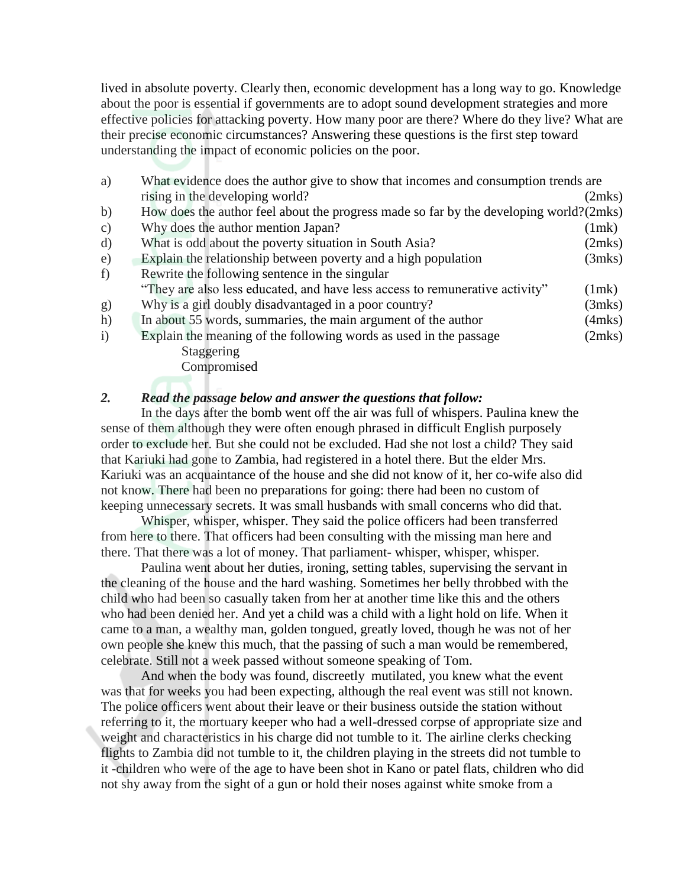lived in absolute poverty. Clearly then, economic development has a long way to go. Knowledge about the poor is essential if governments are to adopt sound development strategies and more effective policies for attacking poverty. How many poor are there? Where do they live? What are their precise economic circumstances? Answering these questions is the first step toward understanding the impact of economic policies on the poor.

a) What evidence does the author give to show that incomes and consumption trends are rising in the developing world? (2mks)

b) How does the author feel about the progress made so far by the developing world? (2mks)

c) Why does the author mention Japan? (1mk)

d) What is odd about the poverty situation in South Asia? (2mks)

e) Explain the relationship between poverty and a high population (3mks)

f) Rewrite the following sentence in the singular
"They are also less educated, and have less access to remunerative activity" (1mk)

g) Why is a girl doubly disadvantaged in a poor country? (3mks)

h) In about 55 words, summaries, the main argument of the author (4mks)

i) Explain the meaning of the following words as used in the passage (2mks)
Staggering
Compromised

*2. **Read the passage below and answer the questions that follow:***

In the days after the bomb went off the air was full of whispers. Paulina knew the sense of them although they were often enough phrased in difficult English purposely order to exclude her. But she could not be excluded. Had she not lost a child? They said that Kariuki had gone to Zambia, had registered in a hotel there. But the elder Mrs. Kariuki was an acquaintance of the house and she did not know of it, her co-wife also did not know. There had been no preparations for going: there had been no custom of keeping unnecessary secrets. It was small husbands with small concerns who did that.

Whisper, whisper, whisper. They said the police officers had been transferred from here to there. That officers had been consulting with the missing man here and there. That there was a lot of money. That parliament- whisper, whisper, whisper.

Paulina went about her duties, ironing, setting tables, supervising the servant in the cleaning of the house and the hard washing. Sometimes her belly throbbed with the child who had been so casually taken from her at another time like this and the others who had been denied her. And yet a child was a child with a light hold on life. When it came to a man, a wealthy man, golden tongued, greatly loved, though he was not of her own people she knew this much, that the passing of such a man would be remembered, celebrate. Still not a week passed without someone speaking of Tom.

And when the body was found, discreetly mutilated, you knew what the event was that for weeks you had been expecting, although the real event was still not known. The police officers went about their leave or their business outside the station without referring to it, the mortuary keeper who had a well-dressed corpse of appropriate size and weight and characteristics in his charge did not tumble to it. The airline clerks checking flights to Zambia did not tumble to it, the children playing in the streets did not tumble to it -children who were of the age to have been shot in Kano or patel flats, children who did not shy away from the sight of a gun or hold their noses against white smoke from a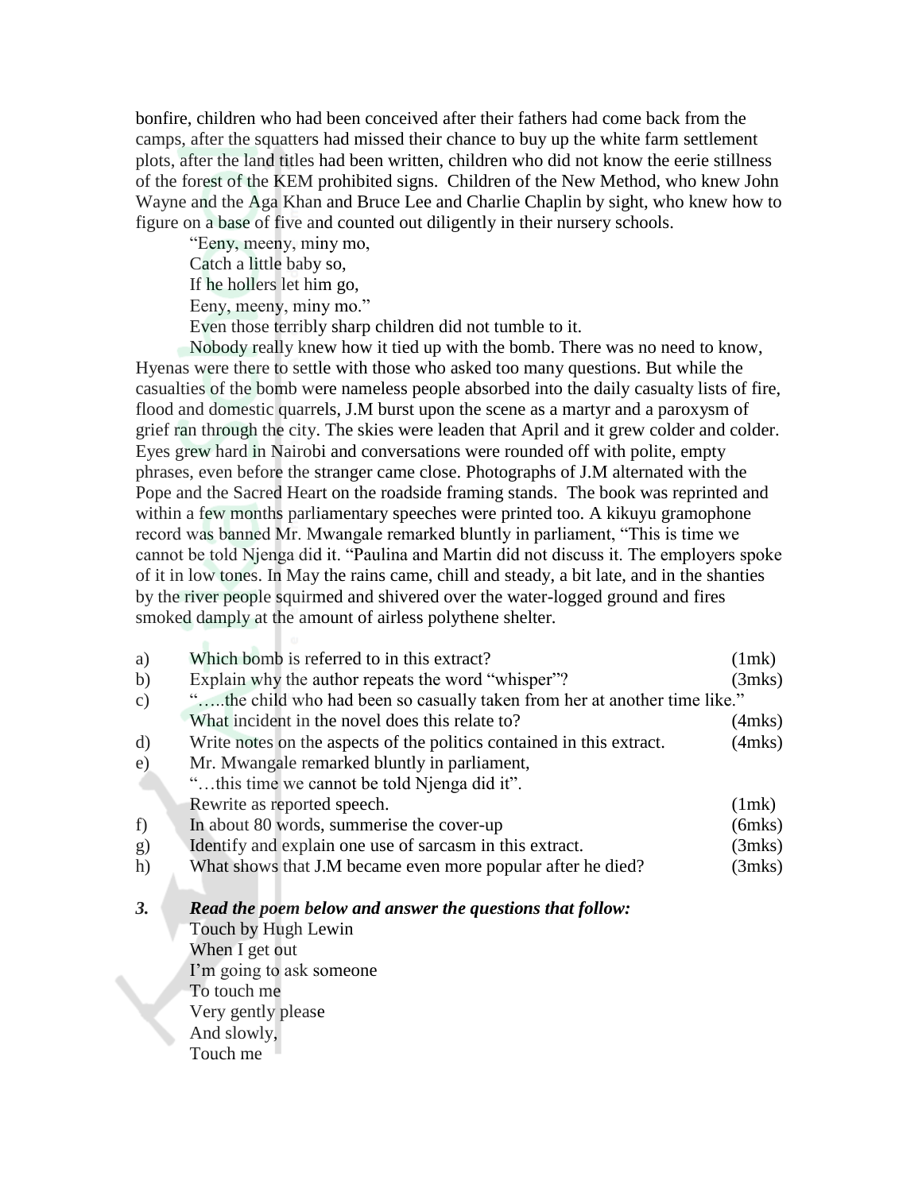bonfire, children who had been conceived after their fathers had come back from the camps, after the squatters had missed their chance to buy up the white farm settlement plots, after the land titles had been written, children who did not know the eerie stillness of the forest of the KEM prohibited signs. Children of the New Method, who knew John Wayne and the Aga Khan and Bruce Lee and Charlie Chaplin by sight, who knew how to figure on a base of five and counted out diligently in their nursery schools.

"Eeny, meeny, miny mo,
Catch a little baby so,
If he hollers let him go,
Eeny, meeny, miny mo."

Even those terribly sharp children did not tumble to it.

Nobody really knew how it tied up with the bomb. There was no need to know, Hyenas were there to settle with those who asked too many questions. But while the casualties of the bomb were nameless people absorbed into the daily casualty lists of fire, flood and domestic quarrels, J.M burst upon the scene as a martyr and a paroxysm of grief ran through the city. The skies were leaden that April and it grew colder and colder. Eyes grew hard in Nairobi and conversations were rounded off with polite, empty phrases, even before the stranger came close. Photographs of J.M alternated with the Pope and the Sacred Heart on the roadside framing stands. The book was reprinted and within a few months parliamentary speeches were printed too. A kikuyu gramophone record was banned Mr. Mwangale remarked bluntly in parliament, "This is time we cannot be told Njenga did it. "Paulina and Martin did not discuss it. The employers spoke of it in low tones. In May the rains came, chill and steady, a bit late, and in the shanties by the river people squirmed and shivered over the water-logged ground and fires smoked damply at the amount of airless polythene shelter.

a) Which bomb is referred to in this extract? (1mk)

b) Explain why the author repeats the word "whisper"? (3mks)

c) "…..the child who had been so casually taken from her at another time like."
What incident in the novel does this relate to? (4mks)

d) Write notes on the aspects of the politics contained in this extract. (4mks)

e) Mr. Mwangale remarked bluntly in parliament,
"…this time we cannot be told Njenga did it".
Rewrite as reported speech. (1mk)

f) In about 80 words, summerise the cover-up (6mks)

g) Identify and explain one use of sarcasm in this extract. (3mks)

h) What shows that J.M became even more popular after he died? (3mks)

***3. Read the poem below and answer the questions that follow:***

Touch by Hugh Lewin

When I get out
I'm going to ask someone
To touch me
Very gently please
And slowly,
Touch me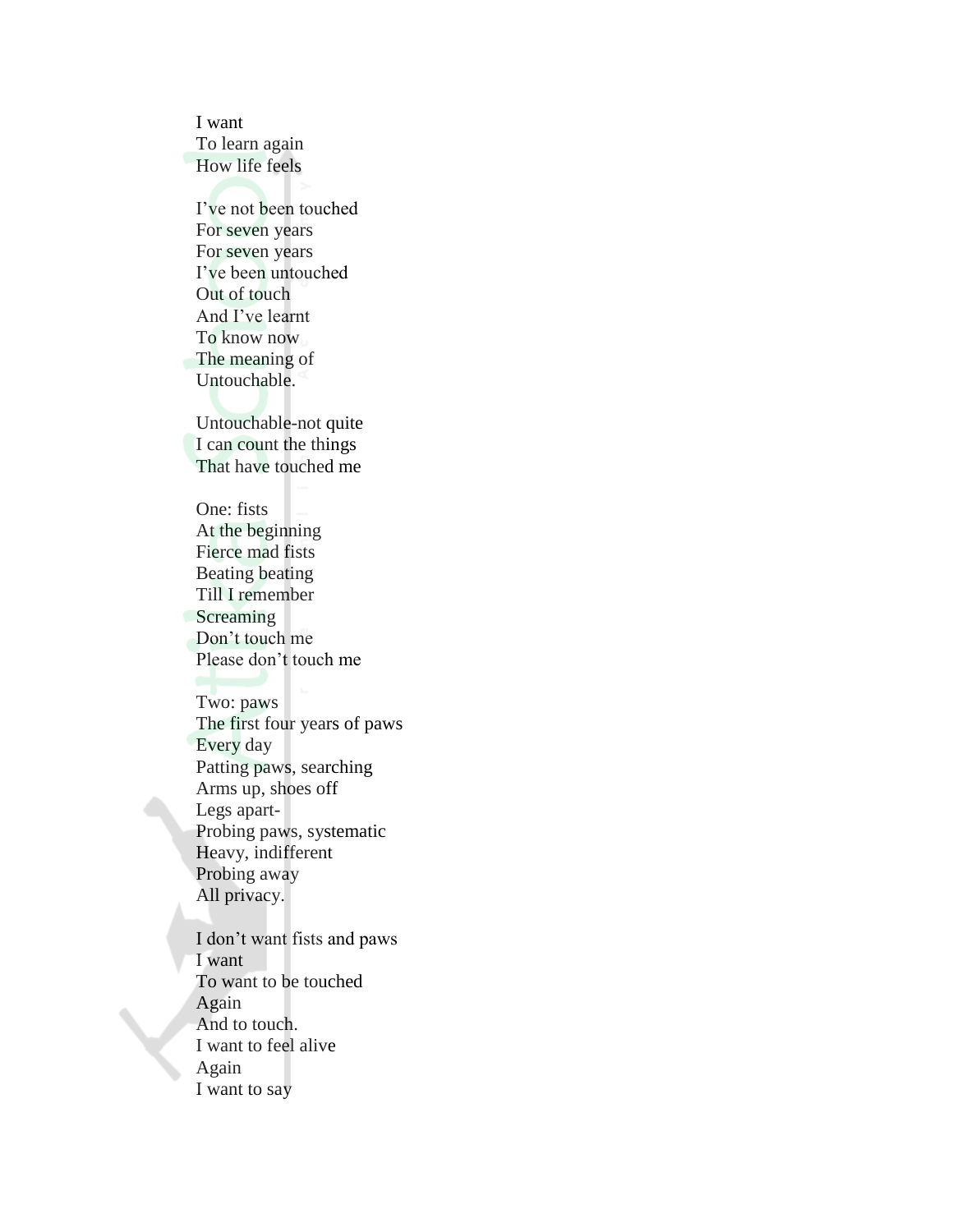I want
To learn again
How life feels

I've not been touched
For seven years
For seven years
I've been untouched
Out of touch
And I've learnt
To know now
The meaning of
Untouchable.

Untouchable-not quite
I can count the things
That have touched me

One: fists
At the beginning
Fierce mad fists
Beating beating
Till I remember
Screaming
Don't touch me
Please don't touch me

Two: paws
The first four years of paws
Every day
Patting paws, searching
Arms up, shoes off
Legs apart-
Probing paws, systematic
Heavy, indifferent
Probing away
All privacy.

I don't want fists and paws
I want
To want to be touched
Again
And to touch.
I want to feel alive
Again
I want to say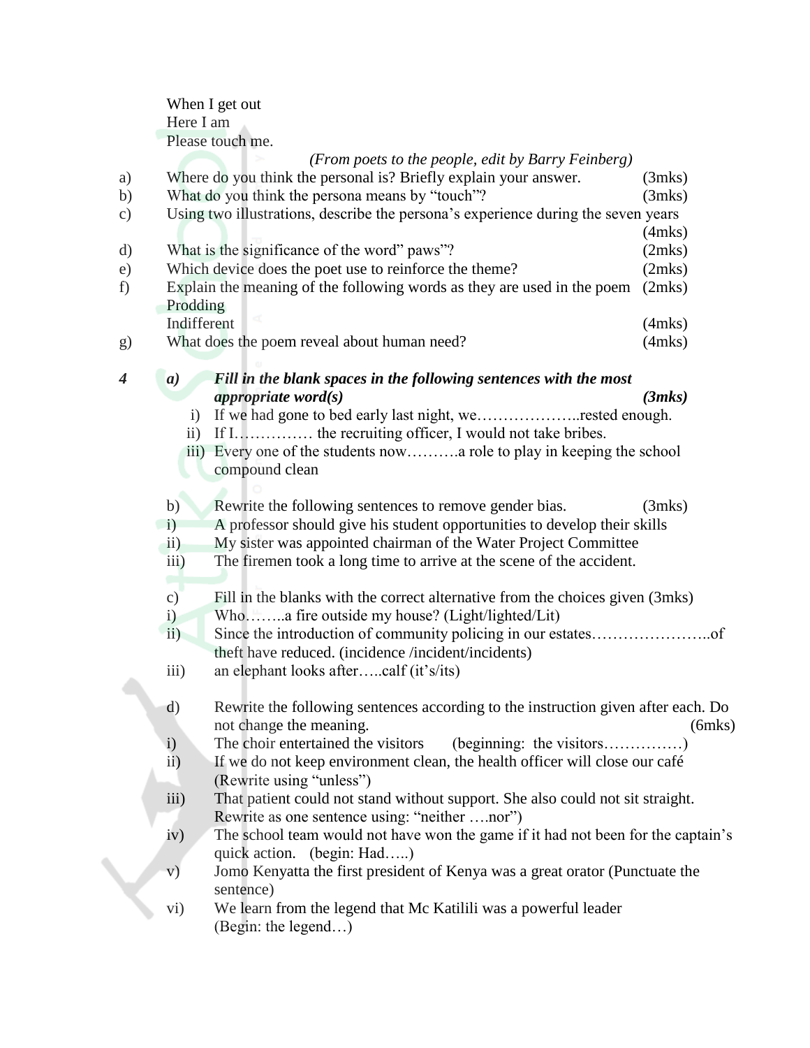When I get out
Here I am
Please touch me.

*(From poets to the people, edit by Barry Feinberg)*

a) Where do you think the personal is? Briefly explain your answer. (3mks)

b) What do you think the persona means by "touch"? (3mks)

c) Using two illustrations, describe the persona's experience during the seven years (4mks)

d) What is the significance of the word" paws"? (2mks)

e) Which device does the poet use to reinforce the theme? (2mks)

f) Explain the meaning of the following words as they are used in the poem (2mks)
Prodding
Indifferent (4mks)

g) What does the poem reveal about human need? (4mks)

4 ***a) Fill in the blank spaces in the following sentences with the most appropriate word(s)*** ***(3mks)***

i) If we had gone to bed early last night, we………………..rested enough.
ii) If I…………… the recruiting officer, I would not take bribes.
iii) Every one of the students now……….a role to play in keeping the school compound clean

b) Rewrite the following sentences to remove gender bias. (3mks)

i) A professor should give his student opportunities to develop their skills
ii) My sister was appointed chairman of the Water Project Committee
iii) The firemen took a long time to arrive at the scene of the accident.

c) Fill in the blanks with the correct alternative from the choices given (3mks)

i) Who……..a fire outside my house? (Light/lighted/Lit)
ii) Since the introduction of community policing in our estates…………………..of theft have reduced. (incidence /incident/incidents)
iii) an elephant looks after…..calf (it's/its)

d) Rewrite the following sentences according to the instruction given after each. Do not change the meaning. (6mks)

i) The choir entertained the visitors (beginning: the visitors……………)
ii) If we do not keep environment clean, the health officer will close our café (Rewrite using "unless")
iii) That patient could not stand without support. She also could not sit straight. Rewrite as one sentence using: "neither ….nor")
iv) The school team would not have won the game if it had not been for the captain's quick action. (begin: Had…..)
v) Jomo Kenyatta the first president of Kenya was a great orator (Punctuate the sentence)
vi) We learn from the legend that Mc Katilili was a powerful leader (Begin: the legend…)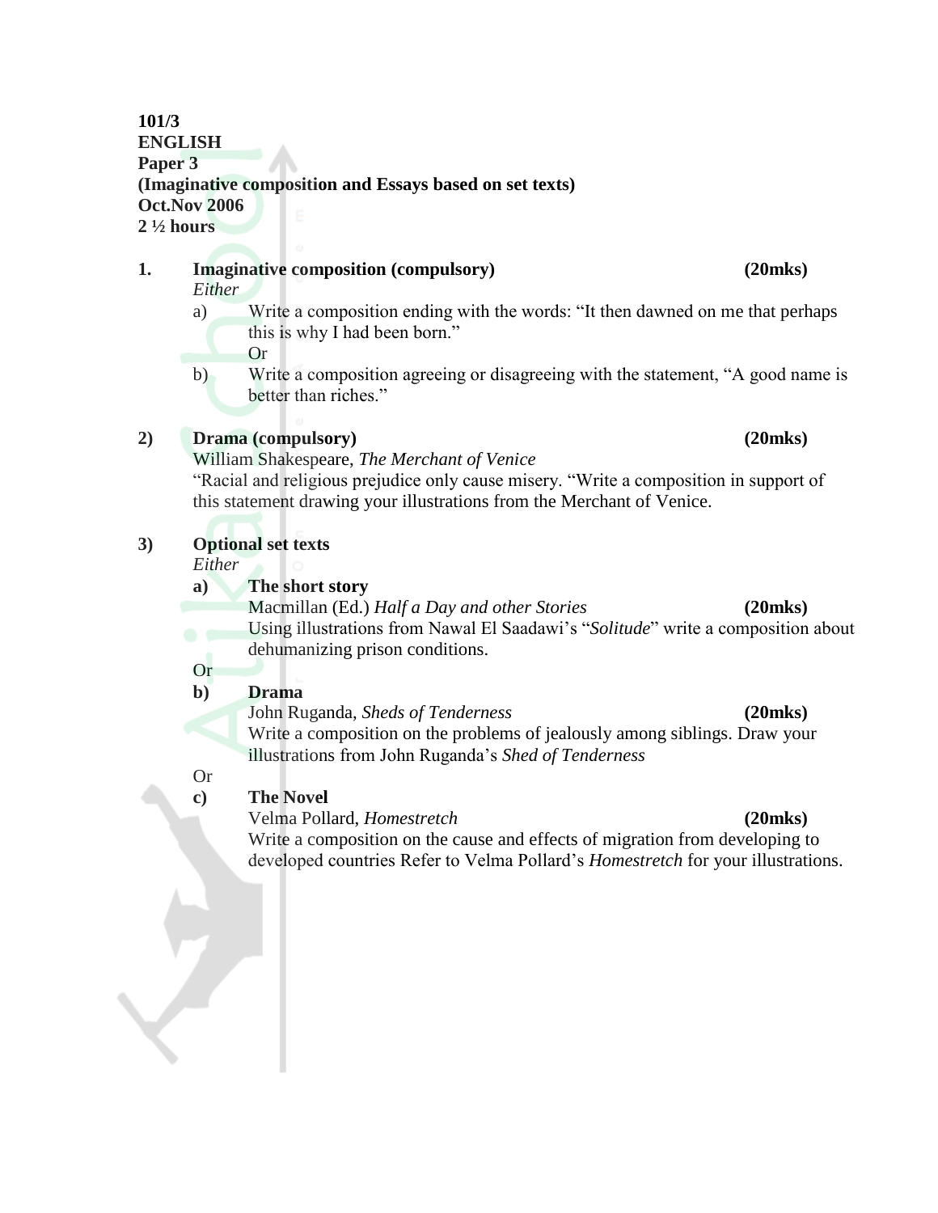**101/3**
**ENGLISH**
**Paper 3**
**(Imaginative composition and Essays based on set texts)**
**Oct.Nov 2006**
**2 ½ hours**

**1. Imaginative composition (compulsory) (20mks)**

*Either*

a) Write a composition ending with the words: "It then dawned on me that perhaps this is why I had been born."

Or

b) Write a composition agreeing or disagreeing with the statement, "A good name is better than riches."

**2) Drama (compulsory) (20mks)**

William Shakespeare, *The Merchant of Venice*

"Racial and religious prejudice only cause misery. "Write a composition in support of this statement drawing your illustrations from the Merchant of Venice.

**3) Optional set texts**

*Either*

**a) The short story**

Macmillan (Ed.) *Half a Day and other Stories* **(20mks)**

Using illustrations from Nawal El Saadawi's "*Solitude*" write a composition about dehumanizing prison conditions.

Or

**b) Drama**

John Ruganda, *Sheds of Tenderness* **(20mks)**

Write a composition on the problems of jealously among siblings. Draw your illustrations from John Ruganda's *Shed of Tenderness*

Or

**c) The Novel**

Velma Pollard, *Homestretch* **(20mks)**

Write a composition on the cause and effects of migration from developing to developed countries Refer to Velma Pollard's *Homestretch* for your illustrations.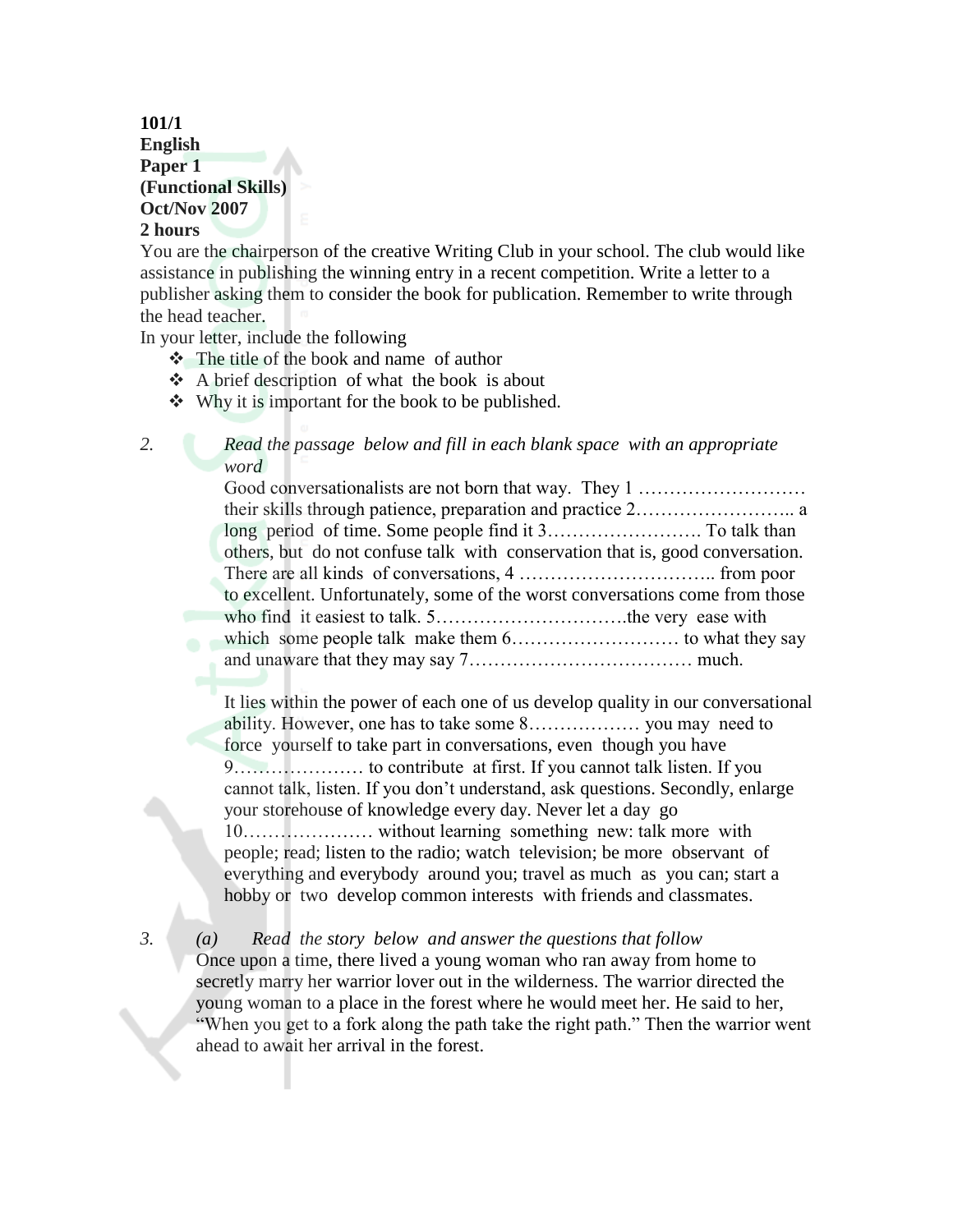**101/1**
**English**
**Paper 1**
**(Functional Skills)**
**Oct/Nov 2007**
**2 hours**

You are the chairperson of the creative Writing Club in your school. The club would like assistance in publishing the winning entry in a recent competition. Write a letter to a publisher asking them to consider the book for publication. Remember to write through the head teacher.

In your letter, include the following

- ❖ The title of the book and name of author
- ❖ A brief description of what the book is about
- ❖ Why it is important for the book to be published.

2. *Read the passage below and fill in each blank space with an appropriate word*

Good conversationalists are not born that way. They 1 ……………………… their skills through patience, preparation and practice 2…………………….. a long period of time. Some people find it 3……………………. To talk than others, but do not confuse talk with conservation that is, good conversation. There are all kinds of conversations, 4 ………………………….. from poor to excellent. Unfortunately, some of the worst conversations come from those who find it easiest to talk. 5………………………….the very ease with which some people talk make them 6……………………… to what they say and unaware that they may say 7……………………………… much.

It lies within the power of each one of us develop quality in our conversational ability. However, one has to take some 8……………… you may need to force yourself to take part in conversations, even though you have 9………………… to contribute at first. If you cannot talk listen. If you cannot talk, listen. If you don't understand, ask questions. Secondly, enlarge your storehouse of knowledge every day. Never let a day go 10………………… without learning something new: talk more with people; read; listen to the radio; watch television; be more observant of everything and everybody around you; travel as much as you can; start a hobby or two develop common interests with friends and classmates.

3. (a) *Read the story below and answer the questions that follow*

Once upon a time, there lived a young woman who ran away from home to secretly marry her warrior lover out in the wilderness. The warrior directed the young woman to a place in the forest where he would meet her. He said to her, "When you get to a fork along the path take the right path." Then the warrior went ahead to await her arrival in the forest.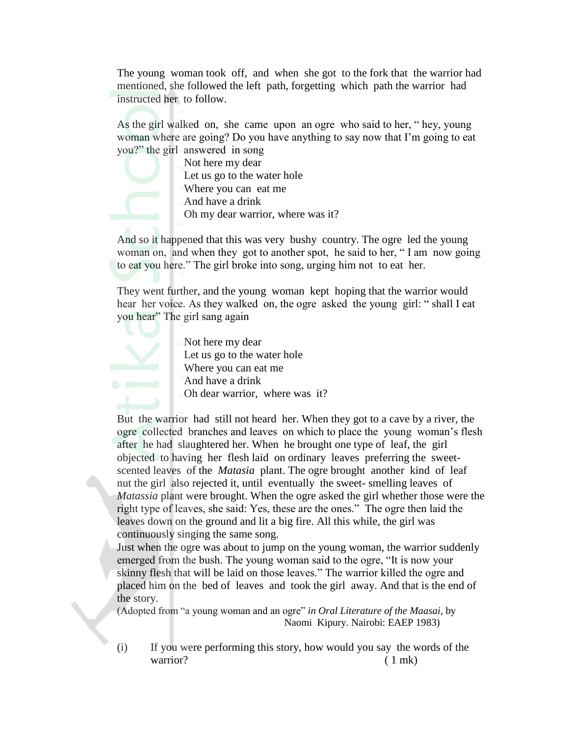The young woman took off, and when she got to the fork that the warrior had mentioned, she followed the left path, forgetting which path the warrior had instructed her to follow.

As the girl walked on, she came upon an ogre who said to her, " hey, young woman where are going? Do you have anything to say now that I'm going to eat you?" the girl answered in song

> Not here my dear
> Let us go to the water hole
> Where you can eat me
> And have a drink
> Oh my dear warrior, where was it?

And so it happened that this was very bushy country. The ogre led the young woman on, and when they got to another spot, he said to her, " I am now going to eat you here." The girl broke into song, urging him not to eat her.

They went further, and the young woman kept hoping that the warrior would hear her voice. As they walked on, the ogre asked the young girl: " shall I eat you hear" The girl sang again

> Not here my dear
> Let us go to the water hole
> Where you can eat me
> And have a drink
> Oh dear warrior, where was it?

But the warrior had still not heard her. When they got to a cave by a river, the ogre collected branches and leaves on which to place the young woman's flesh after he had slaughtered her. When he brought one type of leaf, the girl objected to having her flesh laid on ordinary leaves preferring the sweet-scented leaves of the *Matasia* plant. The ogre brought another kind of leaf nut the girl also rejected it, until eventually the sweet- smelling leaves of *Matassia* plant were brought. When the ogre asked the girl whether those were the right type of leaves, she said: Yes, these are the ones." The ogre then laid the leaves down on the ground and lit a big fire. All this while, the girl was continuously singing the same song.
Just when the ogre was about to jump on the young woman, the warrior suddenly emerged from the bush. The young woman said to the ogre, "It is now your skinny flesh that will be laid on those leaves." The warrior killed the ogre and placed him on the bed of leaves and took the girl away. And that is the end of the story.

(Adopted from "a young woman and an ogre" *in Oral Literature of the Maasai*, by Naomi Kipury. Nairobi: EAEP 1983)

(i) If you were performing this story, how would you say the words of the warrior? ( 1 mk)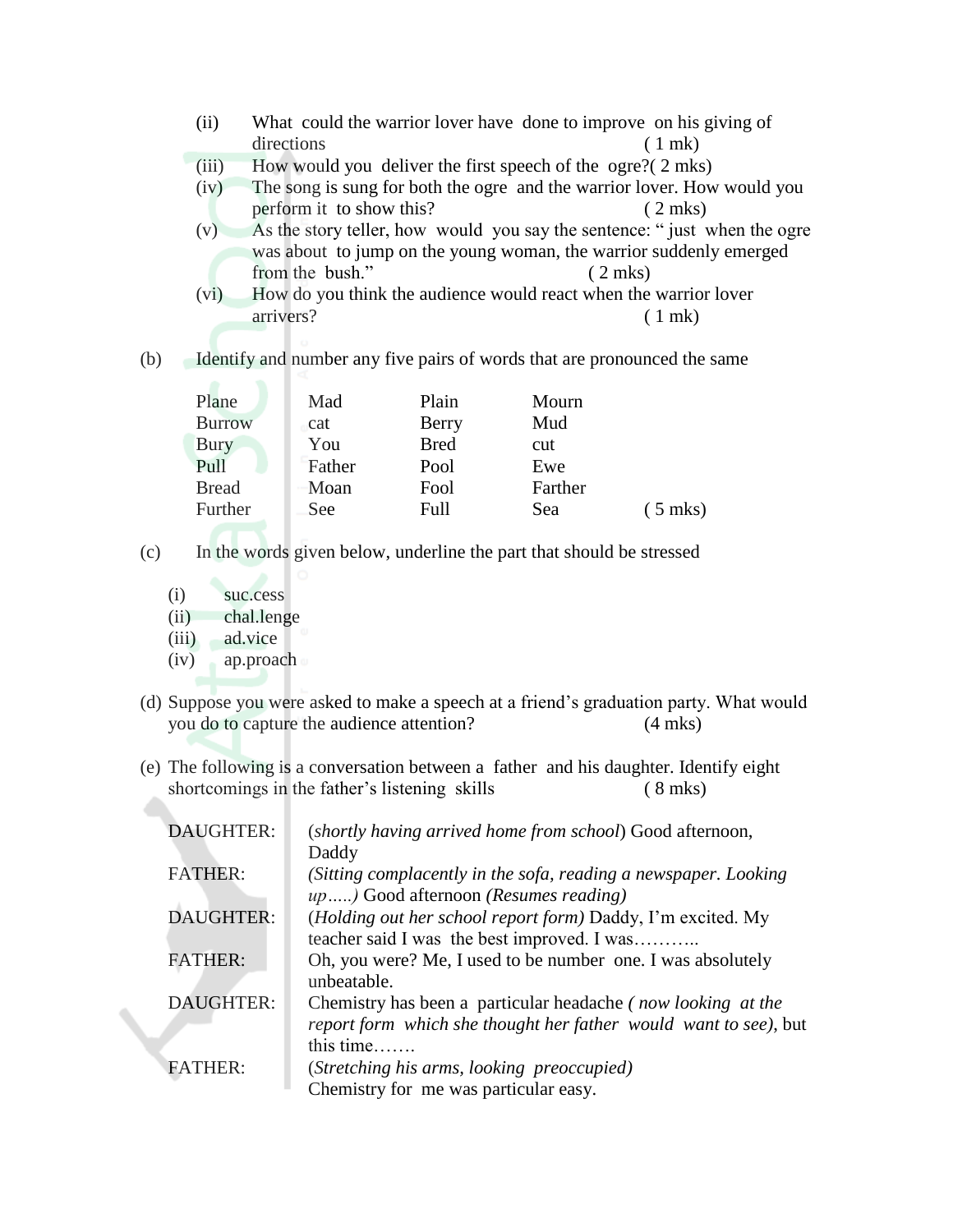(ii) What could the warrior lover have done to improve on his giving of directions ( 1 mk)

(iii) How would you deliver the first speech of the ogre?( 2 mks)

(iv) The song is sung for both the ogre and the warrior lover. How would you perform it to show this? ( 2 mks)

(v) As the story teller, how would you say the sentence: " just when the ogre was about to jump on the young woman, the warrior suddenly emerged from the bush." ( 2 mks)

(vi) How do you think the audience would react when the warrior lover arrivers? ( 1 mk)

(b) Identify and number any five pairs of words that are pronounced the same

| | | | | |
|---|---|---|---|---|
| Plane | Mad | Plain | Mourn | |
| Burrow | cat | Berry | Mud | |
| Bury | You | Bred | cut | |
| Pull | Father | Pool | Ewe | |
| Bread | Moan | Fool | Farther | |
| Further | See | Full | Sea | ( 5 mks) |

(c) In the words given below, underline the part that should be stressed

(i) suc.cess
(ii) chal.lenge
(iii) ad.vice
(iv) ap.proach

(d) Suppose you were asked to make a speech at a friend's graduation party. What would you do to capture the audience attention? (4 mks)

(e) The following is a conversation between a father and his daughter. Identify eight shortcomings in the father's listening skills ( 8 mks)

DAUGHTER: (*shortly having arrived home from school*) Good afternoon, Daddy

FATHER: *(Sitting complacently in the sofa, reading a newspaper. Looking up…..)* Good afternoon *(Resumes reading)*

DAUGHTER: (*Holding out her school report form)* Daddy, I'm excited. My teacher said I was the best improved. I was………..

FATHER: Oh, you were? Me, I used to be number one. I was absolutely unbeatable.

DAUGHTER: Chemistry has been a particular headache *( now looking at the report form which she thought her father would want to see)*, but this time…….

FATHER: (*Stretching his arms, looking preoccupied)* Chemistry for me was particular easy.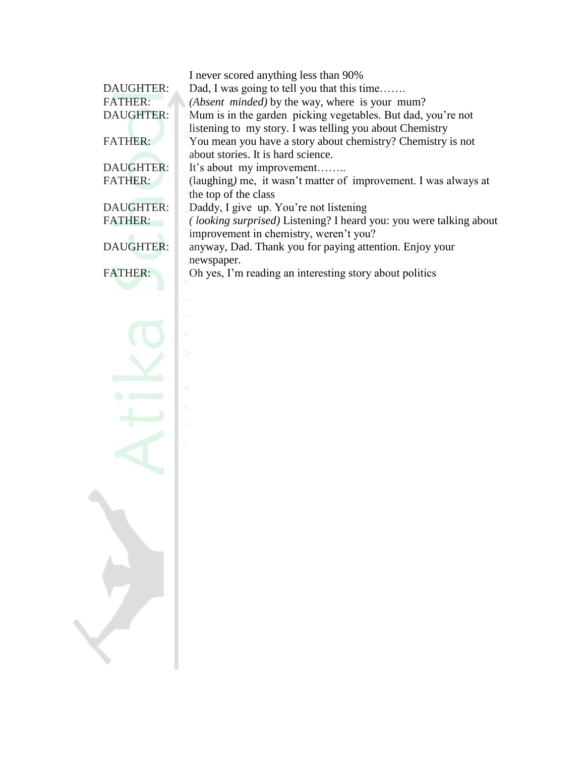I never scored anything less than 90%

DAUGHTER: Dad, I was going to tell you that this time…….

FATHER: *(Absent minded)* by the way, where is your mum?

DAUGHTER: Mum is in the garden picking vegetables. But dad, you're not listening to my story. I was telling you about Chemistry

FATHER: You mean you have a story about chemistry? Chemistry is not about stories. It is hard science.

DAUGHTER: It's about my improvement……..

FATHER: (laughing*)* me, it wasn't matter of improvement. I was always at the top of the class

DAUGHTER: Daddy, I give up. You're not listening

FATHER: *( looking surprised)* Listening? I heard you: you were talking about improvement in chemistry, weren't you?

DAUGHTER: anyway, Dad. Thank you for paying attention. Enjoy your newspaper.

FATHER: Oh yes, I'm reading an interesting story about politics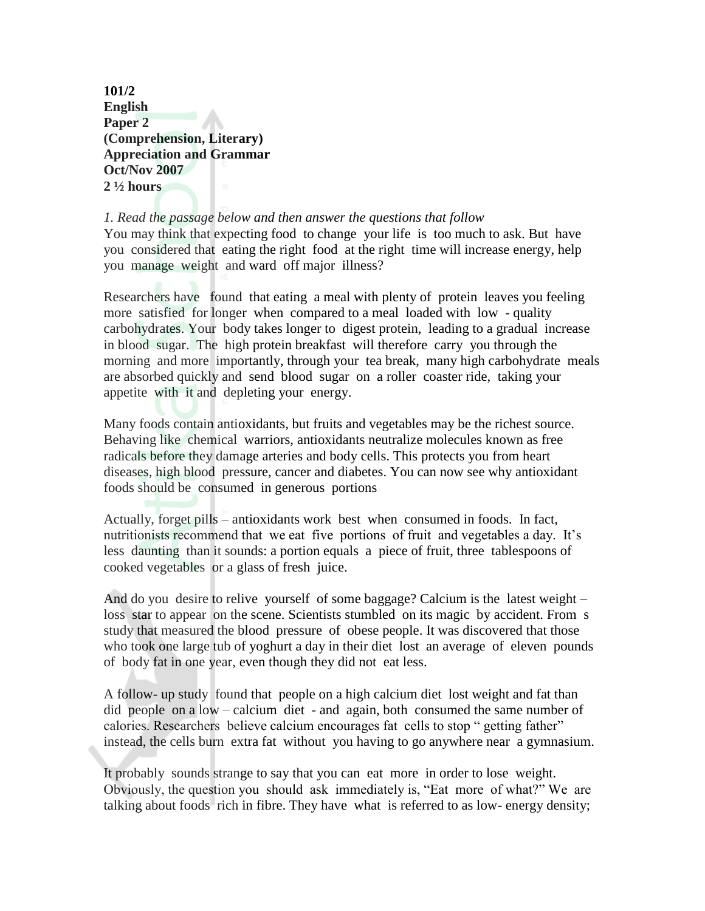**101/2**
**English**
**Paper 2**
**(Comprehension, Literary)**
**Appreciation and Grammar**
**Oct/Nov 2007**
**2 ½ hours**

*1. Read the passage below and then answer the questions that follow*

You may think that expecting food to change your life is too much to ask. But have you considered that eating the right food at the right time will increase energy, help you manage weight and ward off major illness?

Researchers have found that eating a meal with plenty of protein leaves you feeling more satisfied for longer when compared to a meal loaded with low - quality carbohydrates. Your body takes longer to digest protein, leading to a gradual increase in blood sugar. The high protein breakfast will therefore carry you through the morning and more importantly, through your tea break, many high carbohydrate meals are absorbed quickly and send blood sugar on a roller coaster ride, taking your appetite with it and depleting your energy.

Many foods contain antioxidants, but fruits and vegetables may be the richest source. Behaving like chemical warriors, antioxidants neutralize molecules known as free radicals before they damage arteries and body cells. This protects you from heart diseases, high blood pressure, cancer and diabetes. You can now see why antioxidant foods should be consumed in generous portions

Actually, forget pills – antioxidants work best when consumed in foods. In fact, nutritionists recommend that we eat five portions of fruit and vegetables a day. It's less daunting than it sounds: a portion equals a piece of fruit, three tablespoons of cooked vegetables or a glass of fresh juice.

And do you desire to relive yourself of some baggage? Calcium is the latest weight – loss star to appear on the scene. Scientists stumbled on its magic by accident. From s study that measured the blood pressure of obese people. It was discovered that those who took one large tub of yoghurt a day in their diet lost an average of eleven pounds of body fat in one year, even though they did not eat less.

A follow- up study found that people on a high calcium diet lost weight and fat than did people on a low – calcium diet - and again, both consumed the same number of calories. Researchers believe calcium encourages fat cells to stop " getting father" instead, the cells burn extra fat without you having to go anywhere near a gymnasium.

It probably sounds strange to say that you can eat more in order to lose weight. Obviously, the question you should ask immediately is, "Eat more of what?" We are talking about foods rich in fibre. They have what is referred to as low- energy density;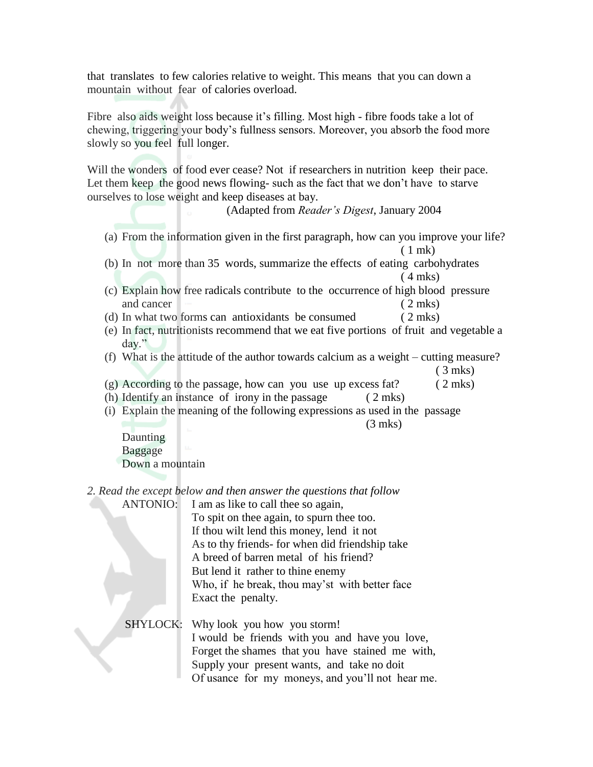that translates to few calories relative to weight. This means that you can down a mountain without fear of calories overload.

Fibre also aids weight loss because it's filling. Most high - fibre foods take a lot of chewing, triggering your body's fullness sensors. Moreover, you absorb the food more slowly so you feel full longer.

Will the wonders of food ever cease? Not if researchers in nutrition keep their pace. Let them keep the good news flowing- such as the fact that we don't have to starve ourselves to lose weight and keep diseases at bay.

(Adapted from *Reader's Digest*, January 2004

(a) From the information given in the first paragraph, how can you improve your life? ( 1 mk)

(b) In not more than 35 words, summarize the effects of eating carbohydrates ( 4 mks)

(c) Explain how free radicals contribute to the occurrence of high blood pressure and cancer ( 2 mks)

(d) In what two forms can antioxidants be consumed ( 2 mks)

(e) In fact, nutritionists recommend that we eat five portions of fruit and vegetable a day."

(f) What is the attitude of the author towards calcium as a weight – cutting measure? ( 3 mks)

(g) According to the passage, how can you use up excess fat? ( 2 mks)

(h) Identify an instance of irony in the passage ( 2 mks)

(i) Explain the meaning of the following expressions as used in the passage (3 mks)

Daunting
Baggage
Down a mountain

*2. Read the except below and then answer the questions that follow*

ANTONIO: I am as like to call thee so again,
To spit on thee again, to spurn thee too.
If thou wilt lend this money, lend it not
As to thy friends- for when did friendship take
A breed of barren metal of his friend?
But lend it rather to thine enemy
Who, if he break, thou may'st with better face
Exact the penalty.

SHYLOCK: Why look you how you storm!
I would be friends with you and have you love,
Forget the shames that you have stained me with,
Supply your present wants, and take no doit
Of usance for my moneys, and you'll not hear me.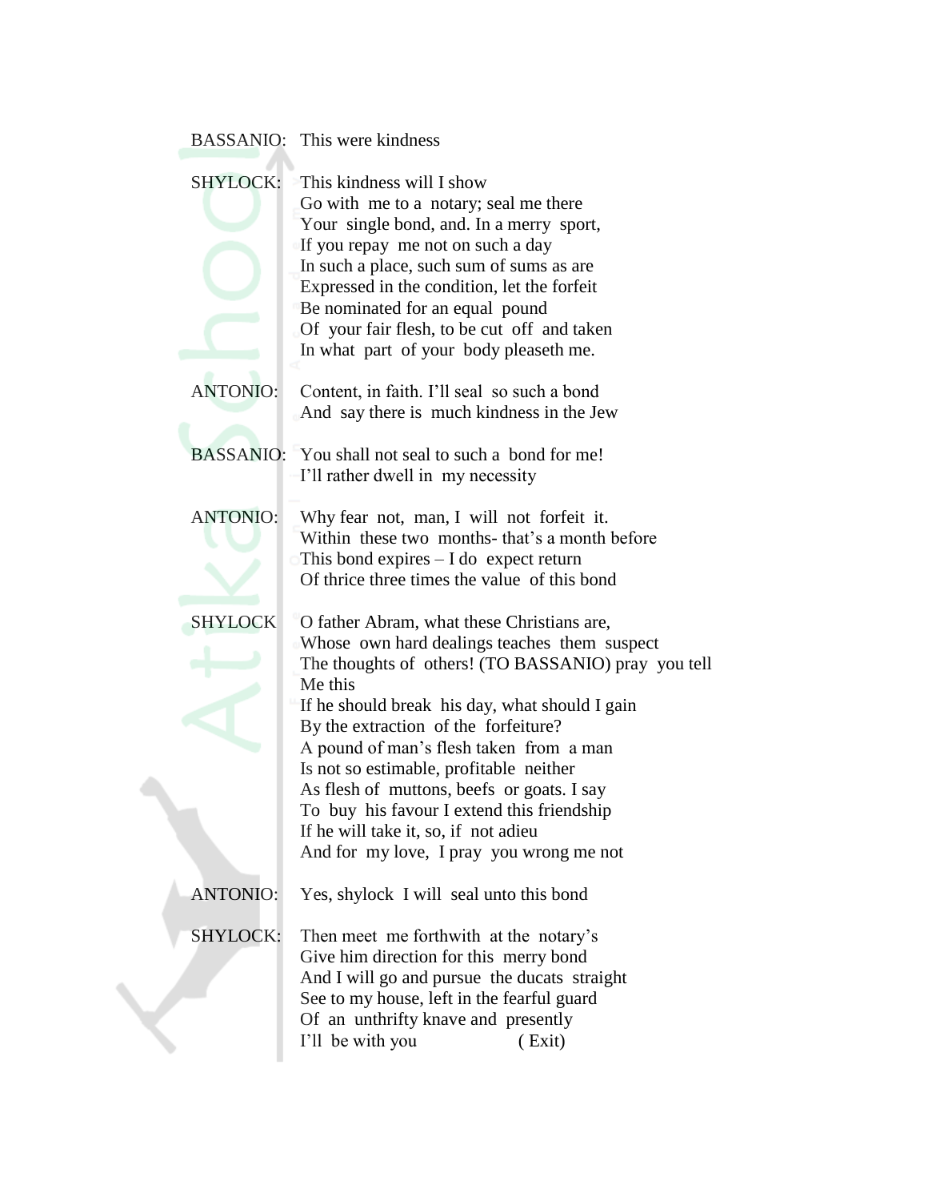BASSANIO: This were kindness

SHYLOCK: This kindness will I show
Go with me to a notary; seal me there
Your single bond, and. In a merry sport,
If you repay me not on such a day
In such a place, such sum of sums as are
Expressed in the condition, let the forfeit
Be nominated for an equal pound
Of your fair flesh, to be cut off and taken
In what part of your body pleaseth me.

ANTONIO: Content, in faith. I'll seal so such a bond
And say there is much kindness in the Jew

BASSANIO: You shall not seal to such a bond for me!
I'll rather dwell in my necessity

ANTONIO: Why fear not, man, I will not forfeit it.
Within these two months- that's a month before
This bond expires – I do expect return
Of thrice three times the value of this bond

SHYLOCK O father Abram, what these Christians are,
Whose own hard dealings teaches them suspect
The thoughts of others! (TO BASSANIO) pray you tell
Me this
If he should break his day, what should I gain
By the extraction of the forfeiture?
A pound of man's flesh taken from a man
Is not so estimable, profitable neither
As flesh of muttons, beefs or goats. I say
To buy his favour I extend this friendship
If he will take it, so, if not adieu
And for my love, I pray you wrong me not

ANTONIO: Yes, shylock I will seal unto this bond

SHYLOCK: Then meet me forthwith at the notary's
Give him direction for this merry bond
And I will go and pursue the ducats straight
See to my house, left in the fearful guard
Of an unthrifty knave and presently
I'll be with you ( Exit)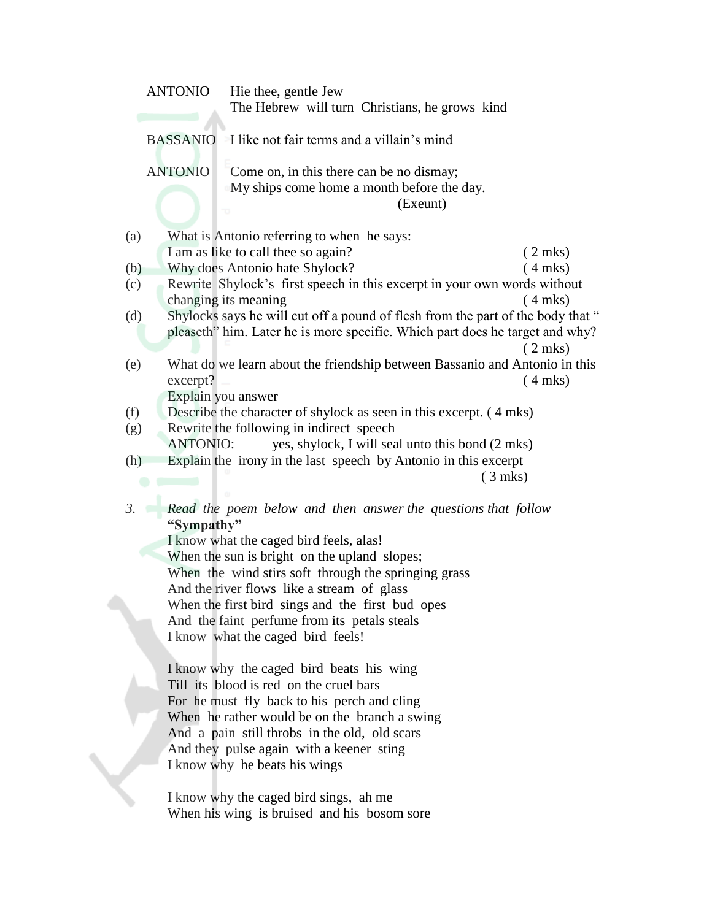ANTONIO  Hie thee, gentle Jew
The Hebrew will turn Christians, he grows kind

BASSANIO  I like not fair terms and a villain's mind

ANTONIO  Come on, in this there can be no dismay;
My ships come home a month before the day.
(Exeunt)

(a) What is Antonio referring to when he says:
I am as like to call thee so again? ( 2 mks)

(b) Why does Antonio hate Shylock? ( 4 mks)

(c) Rewrite Shylock's first speech in this excerpt in your own words without changing its meaning ( 4 mks)

(d) Shylocks says he will cut off a pound of flesh from the part of the body that " pleaseth" him. Later he is more specific. Which part does he target and why? ( 2 mks)

(e) What do we learn about the friendship between Bassanio and Antonio in this excerpt? ( 4 mks)
Explain you answer

(f) Describe the character of shylock as seen in this excerpt. ( 4 mks)

(g) Rewrite the following in indirect speech
ANTONIO: yes, shylock, I will seal unto this bond (2 mks)

(h) Explain the irony in the last speech by Antonio in this excerpt ( 3 mks)

3. *Read the poem below and then answer the questions that follow*

**"Sympathy"**

I know what the caged bird feels, alas!
When the sun is bright on the upland slopes;
When the wind stirs soft through the springing grass
And the river flows like a stream of glass
When the first bird sings and the first bud opes
And the faint perfume from its petals steals
I know what the caged bird feels!

I know why the caged bird beats his wing
Till its blood is red on the cruel bars
For he must fly back to his perch and cling
When he rather would be on the branch a swing
And a pain still throbs in the old, old scars
And they pulse again with a keener sting
I know why he beats his wings

I know why the caged bird sings, ah me
When his wing is bruised and his bosom sore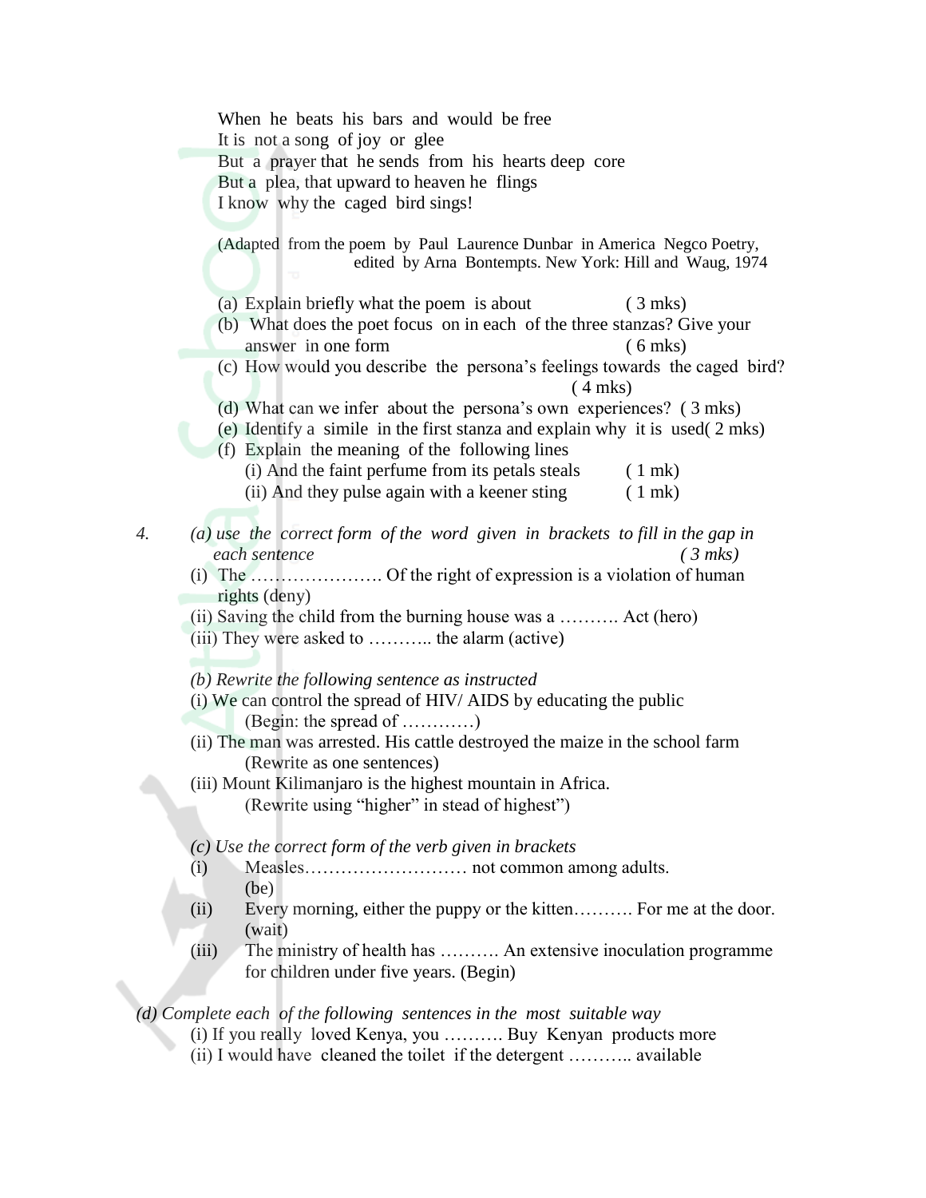When he beats his bars and would be free
It is not a song of joy or glee
But a prayer that he sends from his hearts deep core
But a plea, that upward to heaven he flings
I know why the caged bird sings!

(Adapted from the poem by Paul Laurence Dunbar in America Negco Poetry, edited by Arna Bontempts. New York: Hill and Waug, 1974

(a) Explain briefly what the poem is about (3 mks)

(b) What does the poet focus on in each of the three stanzas? Give your answer in one form (6 mks)

(c) How would you describe the persona's feelings towards the caged bird? (4 mks)

(d) What can we infer about the persona's own experiences? (3 mks)

(e) Identify a simile in the first stanza and explain why it is used (2 mks)

(f) Explain the meaning of the following lines
   (i) And the faint perfume from its petals steals (1 mk)
   (ii) And they pulse again with a keener sting (1 mk)

4. *(a) use the correct form of the word given in brackets to fill in the gap in each sentence (3 mks)*

(i) The …………………. Of the right of expression is a violation of human rights (deny)

(ii) Saving the child from the burning house was a ………. Act (hero)

(iii) They were asked to ……….. the alarm (active)

*(b) Rewrite the following sentence as instructed*

(i) We can control the spread of HIV/ AIDS by educating the public
   (Begin: the spread of …………)

(ii) The man was arrested. His cattle destroyed the maize in the school farm
   (Rewrite as one sentences)

(iii) Mount Kilimanjaro is the highest mountain in Africa.
   (Rewrite using "higher" in stead of highest")

*(c) Use the correct form of the verb given in brackets*

(i) Measles……………………… not common among adults. (be)

(ii) Every morning, either the puppy or the kitten………. For me at the door. (wait)

(iii) The ministry of health has ………. An extensive inoculation programme for children under five years. (Begin)

*(d) Complete each of the following sentences in the most suitable way*

(i) If you really loved Kenya, you ………. Buy Kenyan products more

(ii) I would have cleaned the toilet if the detergent ……….. available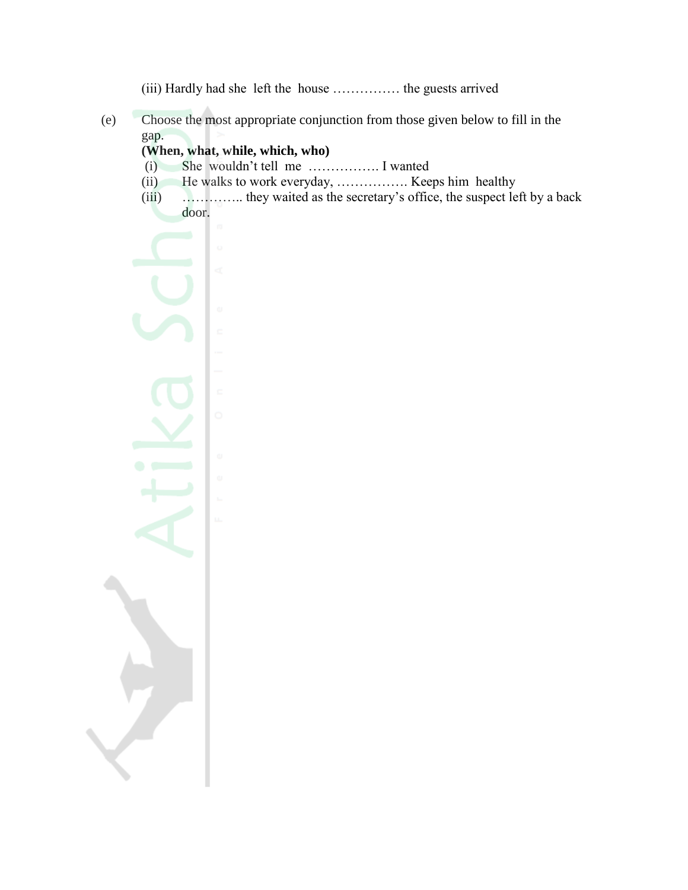(iii) Hardly had she left the house …………… the guests arrived

(e) Choose the most appropriate conjunction from those given below to fill in the gap.

**(When, what, while, which, who)**

(i) She wouldn't tell me ……………. I wanted

(ii) He walks to work everyday, ……………. Keeps him healthy

(iii) ………….. they waited as the secretary's office, the suspect left by a back door.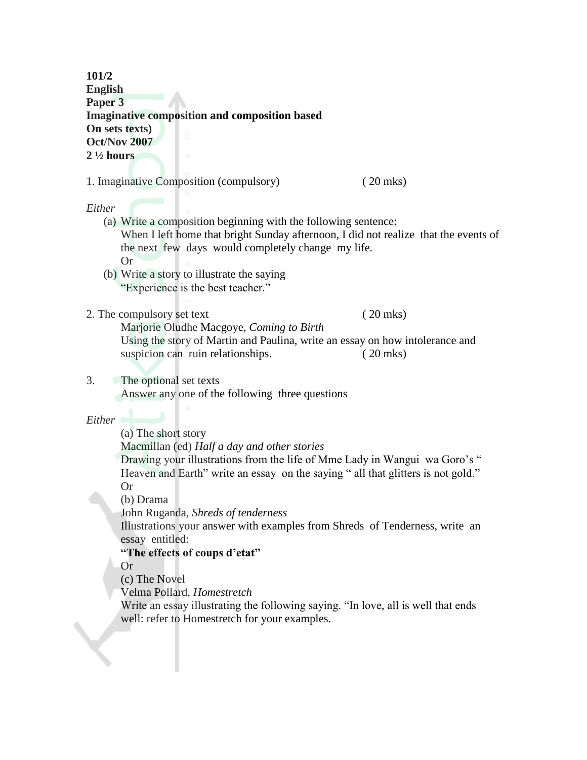**101/2**
**English**
**Paper 3**
**Imaginative composition and composition based**
**On sets texts)**
**Oct/Nov 2007**
**2 ½ hours**

1. Imaginative Composition (compulsory) ( 20 mks)

*Either*

(a) Write a composition beginning with the following sentence:
When I left home that bright Sunday afternoon, I did not realize that the events of the next few days would completely change my life.
Or

(b) Write a story to illustrate the saying
"Experience is the best teacher."

2. The compulsory set text ( 20 mks)
Marjorie Oludhe Macgoye, *Coming to Birth*
Using the story of Martin and Paulina, write an essay on how intolerance and suspicion can ruin relationships. ( 20 mks)

3. The optional set texts
Answer any one of the following three questions

*Either*

(a) The short story
Macmillan (ed) *Half a day and other stories*
Drawing your illustrations from the life of Mme Lady in Wangui wa Goro's " Heaven and Earth" write an essay on the saying " all that glitters is not gold."
Or

(b) Drama
John Ruganda, *Shreds of tenderness*
Illustrations your answer with examples from Shreds of Tenderness, write an essay entitled:
**"The effects of coups d'etat"**
Or

(c) The Novel
Velma Pollard, *Homestretch*
Write an essay illustrating the following saying. "In love, all is well that ends well: refer to Homestretch for your examples.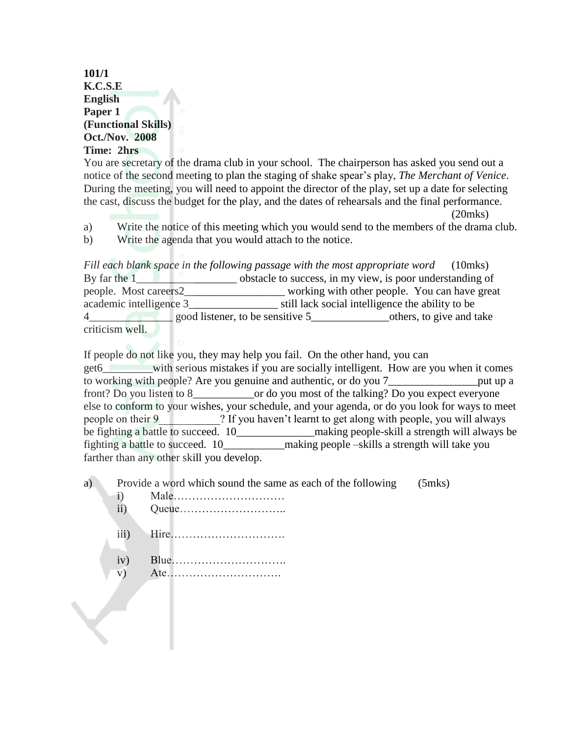**101/1**
**K.C.S.E**
**English**
**Paper 1**
**(Functional Skills)**
**Oct./Nov. 2008**
**Time: 2hrs**

You are secretary of the drama club in your school. The chairperson has asked you send out a notice of the second meeting to plan the staging of shake spear's play, *The Merchant of Venice*. During the meeting, you will need to appoint the director of the play, set up a date for selecting the cast, discuss the budget for the play, and the dates of rehearsals and the final performance. (20mks)

a) Write the notice of this meeting which you would send to the members of the drama club.
b) Write the agenda that you would attach to the notice.

*Fill each blank space in the following passage with the most appropriate word* (10mks)

By far the 1__________________ obstacle to success, in my view, is poor understanding of people. Most careers2__________________ working with other people. You can have great academic intelligence 3________________ still lack social intelligence the ability to be 4_______________ good listener, to be sensitive 5______________others, to give and take criticism well.

If people do not like you, they may help you fail. On the other hand, you can get6_________with serious mistakes if you are socially intelligent. How are you when it comes to working with people? Are you genuine and authentic, or do you 7________________put up a front? Do you listen to 8___________or do you most of the talking? Do you expect everyone else to conform to your wishes, your schedule, and your agenda, or do you look for ways to meet people on their 9___________? If you haven't learnt to get along with people, you will always be fighting a battle to succeed. 10______________making people-skill a strength will always be fighting a battle to succeed. 10___________making people –skills a strength will take you farther than any other skill you develop.

a) Provide a word which sound the same as each of the following (5mks)
   i) Male…………………………
   ii) Queue………………………..
   iii) Hire………………………….
   iv) Blue………………………….
   v) Ate………………………….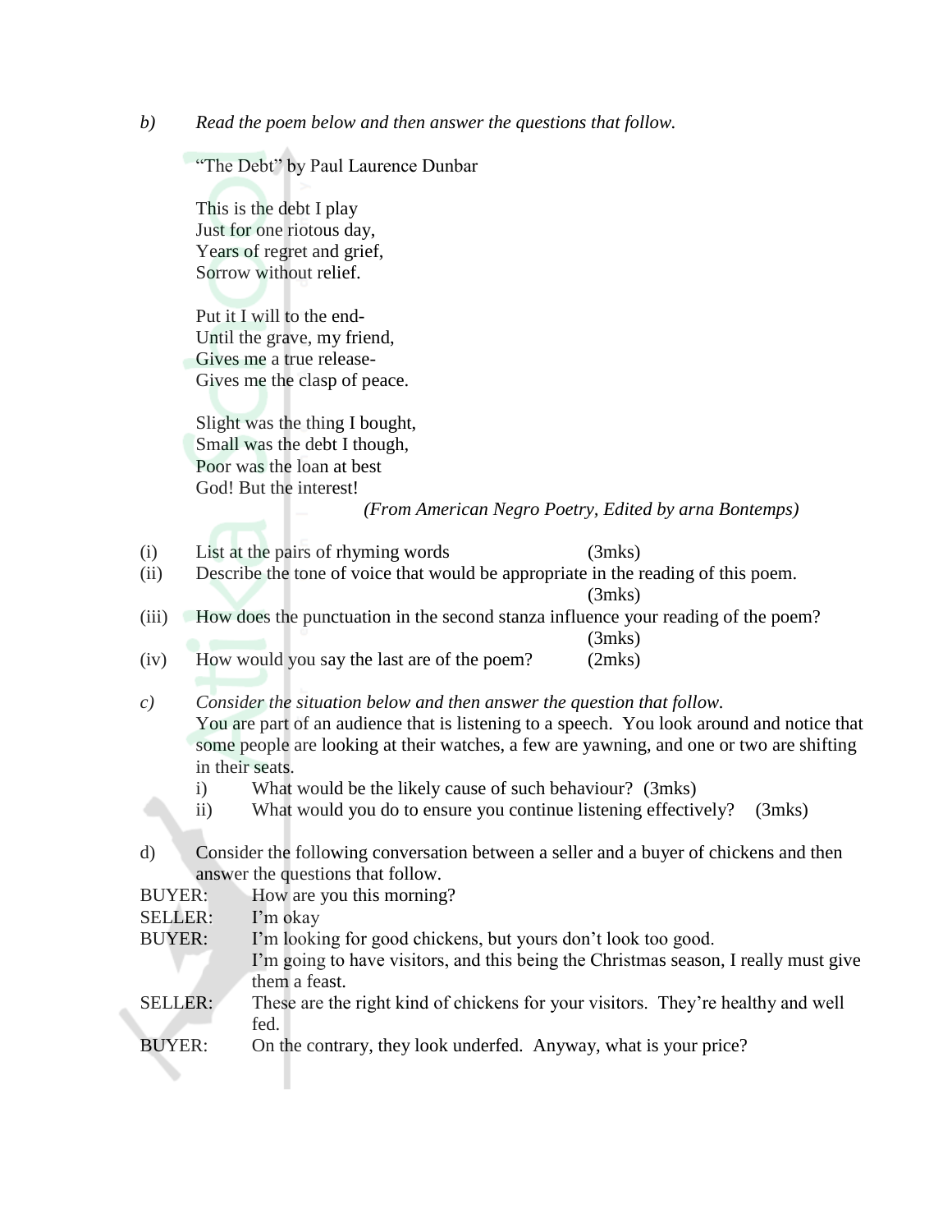*b) Read the poem below and then answer the questions that follow.*

"The Debt" by Paul Laurence Dunbar

This is the debt I play  
Just for one riotous day,  
Years of regret and grief,  
Sorrow without relief.

Put it I will to the end-  
Until the grave, my friend,  
Gives me a true release-  
Gives me the clasp of peace.

Slight was the thing I bought,  
Small was the debt I though,  
Poor was the loan at best  
God! But the interest!

*(From American Negro Poetry, Edited by arna Bontemps)*

(i) List at the pairs of rhyming words (3mks)

(ii) Describe the tone of voice that would be appropriate in the reading of this poem. (3mks)

(iii) How does the punctuation in the second stanza influence your reading of the poem? (3mks)

(iv) How would you say the last are of the poem? (2mks)

*c) Consider the situation below and then answer the question that follow.*

You are part of an audience that is listening to a speech. You look around and notice that some people are looking at their watches, a few are yawning, and one or two are shifting in their seats.

i) What would be the likely cause of such behaviour? (3mks)

ii) What would you do to ensure you continue listening effectively? (3mks)

d) Consider the following conversation between a seller and a buyer of chickens and then answer the questions that follow.

BUYER: How are you this morning?

SELLER: I'm okay

BUYER: I'm looking for good chickens, but yours don't look too good. I'm going to have visitors, and this being the Christmas season, I really must give them a feast.

SELLER: These are the right kind of chickens for your visitors. They're healthy and well fed.

BUYER: On the contrary, they look underfed. Anyway, what is your price?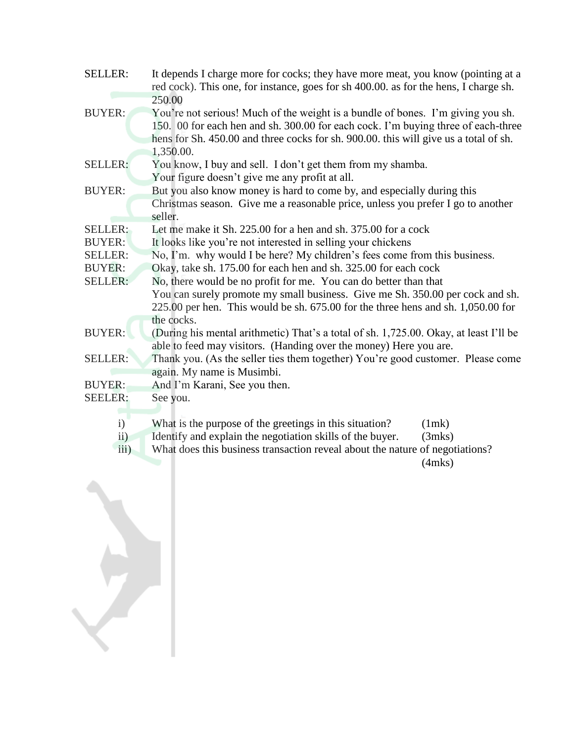SELLER: It depends I charge more for cocks; they have more meat, you know (pointing at a red cock). This one, for instance, goes for sh 400.00. as for the hens, I charge sh. 250.00

BUYER: You're not serious! Much of the weight is a bundle of bones. I'm giving you sh. 150. 00 for each hen and sh. 300.00 for each cock. I'm buying three of each-three hens for Sh. 450.00 and three cocks for sh. 900.00. this will give us a total of sh. 1,350.00.

SELLER: You know, I buy and sell. I don't get them from my shamba. Your figure doesn't give me any profit at all.

BUYER: But you also know money is hard to come by, and especially during this Christmas season. Give me a reasonable price, unless you prefer I go to another seller.

SELLER: Let me make it Sh. 225.00 for a hen and sh. 375.00 for a cock

BUYER: It looks like you're not interested in selling your chickens

SELLER: No, I'm. why would I be here? My children's fees come from this business.

BUYER: Okay, take sh. 175.00 for each hen and sh. 325.00 for each cock

SELLER: No, there would be no profit for me. You can do better than that You can surely promote my small business. Give me Sh. 350.00 per cock and sh. 225.00 per hen. This would be sh. 675.00 for the three hens and sh. 1,050.00 for the cocks.

BUYER: (During his mental arithmetic) That's a total of sh. 1,725.00. Okay, at least I'll be able to feed may visitors. (Handing over the money) Here you are.

SELLER: Thank you. (As the seller ties them together) You're good customer. Please come again. My name is Musimbi.

BUYER: And I'm Karani, See you then.

SEELER: See you.

i) What is the purpose of the greetings in this situation? (1mk)

ii) Identify and explain the negotiation skills of the buyer. (3mks)

iii) What does this business transaction reveal about the nature of negotiations? (4mks)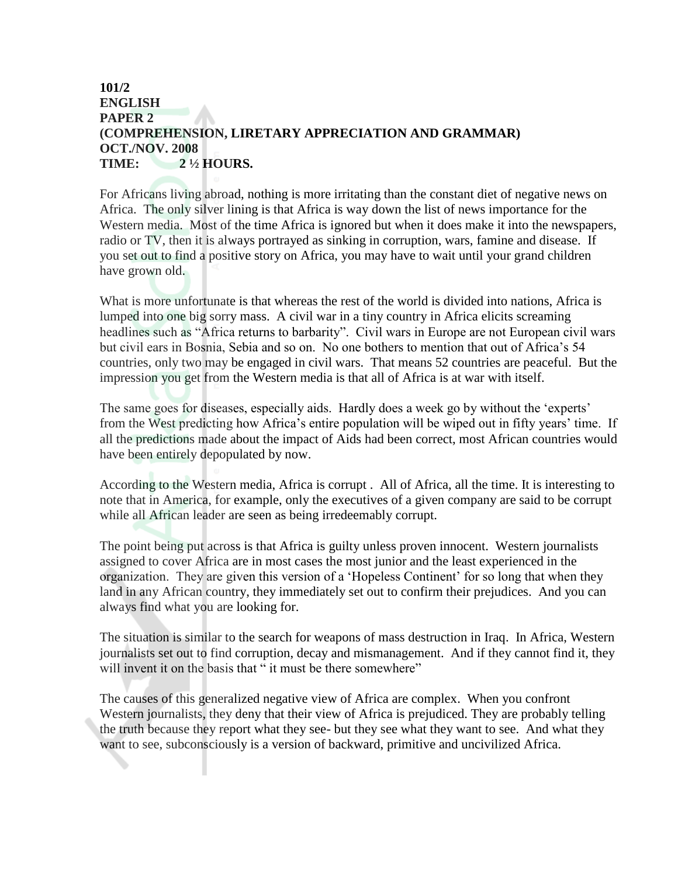**101/2**
**ENGLISH**
**PAPER 2**
**(COMPREHENSION, LIRETARY APPRECIATION AND GRAMMAR)**
**OCT./NOV. 2008**
**TIME: 2 ½ HOURS.**

For Africans living abroad, nothing is more irritating than the constant diet of negative news on Africa. The only silver lining is that Africa is way down the list of news importance for the Western media. Most of the time Africa is ignored but when it does make it into the newspapers, radio or TV, then it is always portrayed as sinking in corruption, wars, famine and disease. If you set out to find a positive story on Africa, you may have to wait until your grand children have grown old.

What is more unfortunate is that whereas the rest of the world is divided into nations, Africa is lumped into one big sorry mass. A civil war in a tiny country in Africa elicits screaming headlines such as "Africa returns to barbarity". Civil wars in Europe are not European civil wars but civil ears in Bosnia, Sebia and so on. No one bothers to mention that out of Africa's 54 countries, only two may be engaged in civil wars. That means 52 countries are peaceful. But the impression you get from the Western media is that all of Africa is at war with itself.

The same goes for diseases, especially aids. Hardly does a week go by without the 'experts' from the West predicting how Africa's entire population will be wiped out in fifty years' time. If all the predictions made about the impact of Aids had been correct, most African countries would have been entirely depopulated by now.

According to the Western media, Africa is corrupt . All of Africa, all the time. It is interesting to note that in America, for example, only the executives of a given company are said to be corrupt while all African leader are seen as being irredeemably corrupt.

The point being put across is that Africa is guilty unless proven innocent. Western journalists assigned to cover Africa are in most cases the most junior and the least experienced in the organization. They are given this version of a 'Hopeless Continent' for so long that when they land in any African country, they immediately set out to confirm their prejudices. And you can always find what you are looking for.

The situation is similar to the search for weapons of mass destruction in Iraq. In Africa, Western journalists set out to find corruption, decay and mismanagement. And if they cannot find it, they will invent it on the basis that " it must be there somewhere"

The causes of this generalized negative view of Africa are complex. When you confront Western journalists, they deny that their view of Africa is prejudiced. They are probably telling the truth because they report what they see- but they see what they want to see. And what they want to see, subconsciously is a version of backward, primitive and uncivilized Africa.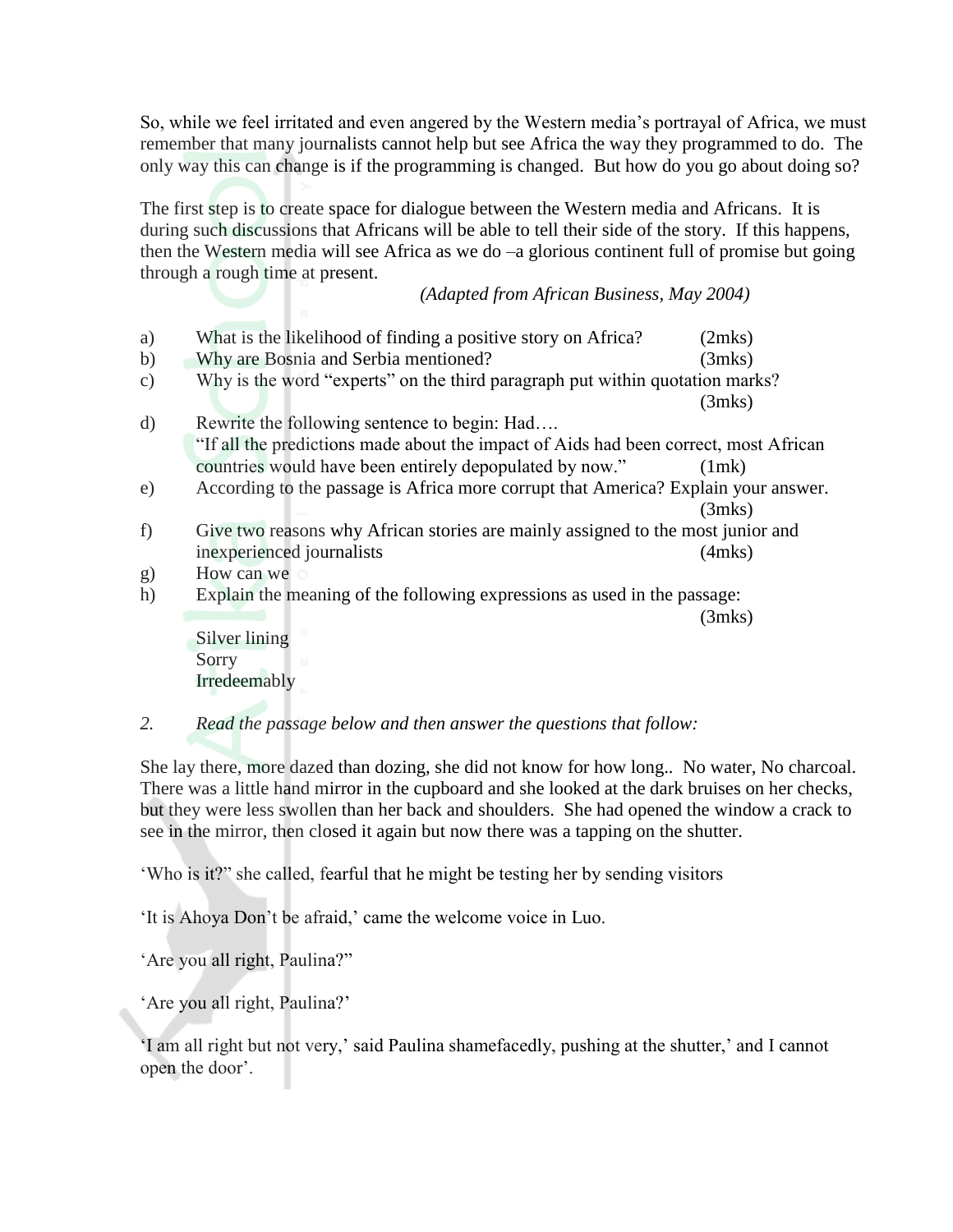So, while we feel irritated and even angered by the Western media's portrayal of Africa, we must remember that many journalists cannot help but see Africa the way they programmed to do. The only way this can change is if the programming is changed. But how do you go about doing so?

The first step is to create space for dialogue between the Western media and Africans. It is during such discussions that Africans will be able to tell their side of the story. If this happens, then the Western media will see Africa as we do –a glorious continent full of promise but going through a rough time at present.

*(Adapted from African Business, May 2004)*

a) What is the likelihood of finding a positive story on Africa? (2mks)

b) Why are Bosnia and Serbia mentioned? (3mks)

c) Why is the word "experts" on the third paragraph put within quotation marks? (3mks)

d) Rewrite the following sentence to begin: Had….
"If all the predictions made about the impact of Aids had been correct, most African countries would have been entirely depopulated by now." (1mk)

e) According to the passage is Africa more corrupt that America? Explain your answer. (3mks)

f) Give two reasons why African stories are mainly assigned to the most junior and inexperienced journalists (4mks)

g) How can we

h) Explain the meaning of the following expressions as used in the passage: (3mks)

Silver lining
Sorry
Irredeemably

2. *Read the passage below and then answer the questions that follow:*

She lay there, more dazed than dozing, she did not know for how long.. No water, No charcoal. There was a little hand mirror in the cupboard and she looked at the dark bruises on her checks, but they were less swollen than her back and shoulders. She had opened the window a crack to see in the mirror, then closed it again but now there was a tapping on the shutter.

'Who is it?" she called, fearful that he might be testing her by sending visitors

'It is Ahoya Don't be afraid,' came the welcome voice in Luo.

'Are you all right, Paulina?"

'Are you all right, Paulina?'

'I am all right but not very,' said Paulina shamefacedly, pushing at the shutter,' and I cannot open the door'.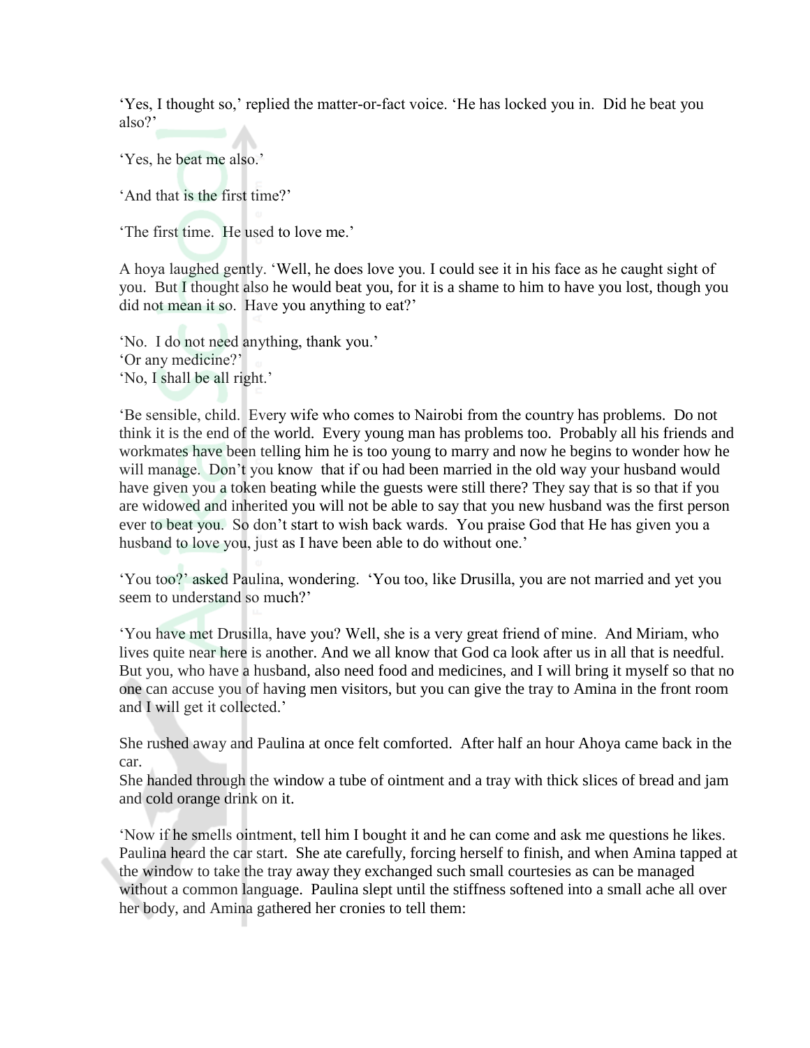'Yes, I thought so,' replied the matter-or-fact voice. 'He has locked you in. Did he beat you also?'

'Yes, he beat me also.'

'And that is the first time?'

'The first time. He used to love me.'

A hoya laughed gently. 'Well, he does love you. I could see it in his face as he caught sight of you. But I thought also he would beat you, for it is a shame to him to have you lost, though you did not mean it so. Have you anything to eat?'

'No. I do not need anything, thank you.'
'Or any medicine?'
'No, I shall be all right.'

'Be sensible, child. Every wife who comes to Nairobi from the country has problems. Do not think it is the end of the world. Every young man has problems too. Probably all his friends and workmates have been telling him he is too young to marry and now he begins to wonder how he will manage. Don't you know that if ou had been married in the old way your husband would have given you a token beating while the guests were still there? They say that is so that if you are widowed and inherited you will not be able to say that you new husband was the first person ever to beat you. So don't start to wish back wards. You praise God that He has given you a husband to love you, just as I have been able to do without one.'

'You too?' asked Paulina, wondering. 'You too, like Drusilla, you are not married and yet you seem to understand so much?'

'You have met Drusilla, have you? Well, she is a very great friend of mine. And Miriam, who lives quite near here is another. And we all know that God ca look after us in all that is needful. But you, who have a husband, also need food and medicines, and I will bring it myself so that no one can accuse you of having men visitors, but you can give the tray to Amina in the front room and I will get it collected.'

She rushed away and Paulina at once felt comforted. After half an hour Ahoya came back in the car.
She handed through the window a tube of ointment and a tray with thick slices of bread and jam and cold orange drink on it.

'Now if he smells ointment, tell him I bought it and he can come and ask me questions he likes. Paulina heard the car start. She ate carefully, forcing herself to finish, and when Amina tapped at the window to take the tray away they exchanged such small courtesies as can be managed without a common language. Paulina slept until the stiffness softened into a small ache all over her body, and Amina gathered her cronies to tell them: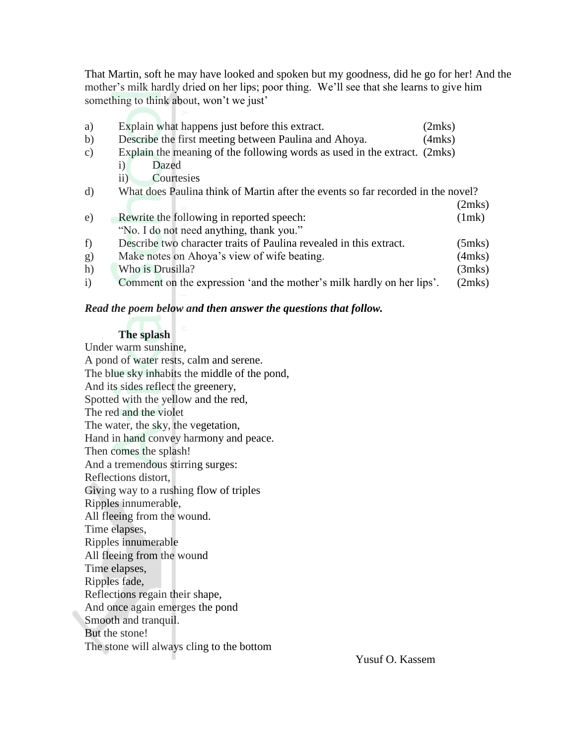That Martin, soft he may have looked and spoken but my goodness, did he go for her! And the mother's milk hardly dried on her lips; poor thing. We'll see that she learns to give him something to think about, won't we just'

a) Explain what happens just before this extract. (2mks)

b) Describe the first meeting between Paulina and Ahoya. (4mks)

c) Explain the meaning of the following words as used in the extract. (2mks)
   i) Dazed
   ii) Courtesies

d) What does Paulina think of Martin after the events so far recorded in the novel? (2mks)

e) Rewrite the following in reported speech: (1mk)
   "No. I do not need anything, thank you."

f) Describe two character traits of Paulina revealed in this extract. (5mks)

g) Make notes on Ahoya's view of wife beating. (4mks)

h) Who is Drusilla? (3mks)

i) Comment on the expression 'and the mother's milk hardly on her lips'. (2mks)

***Read the poem below and then answer the questions that follow.***

**The splash**

Under warm sunshine,
A pond of water rests, calm and serene.
The blue sky inhabits the middle of the pond,
And its sides reflect the greenery,
Spotted with the yellow and the red,
The red and the violet
The water, the sky, the vegetation,
Hand in hand convey harmony and peace.
Then comes the splash!
And a tremendous stirring surges:
Reflections distort,
Giving way to a rushing flow of triples
Ripples innumerable,
All fleeing from the wound.
Time elapses,
Ripples innumerable
All fleeing from the wound
Time elapses,
Ripples fade,
Reflections regain their shape,
And once again emerges the pond
Smooth and tranquil.
But the stone!
The stone will always cling to the bottom

Yusuf O. Kassem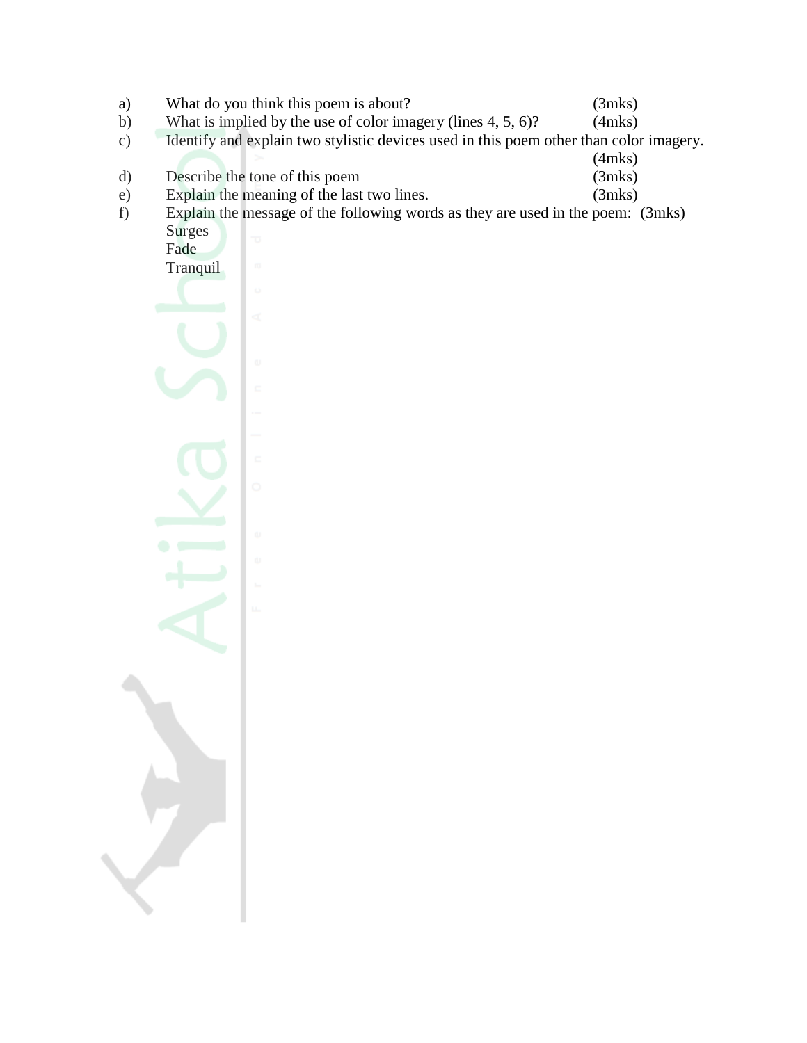a) What do you think this poem is about? (3mks)

b) What is implied by the use of color imagery (lines 4, 5, 6)? (4mks)

c) Identify and explain two stylistic devices used in this poem other than color imagery. (4mks)

d) Describe the tone of this poem (3mks)

e) Explain the meaning of the last two lines. (3mks)

f) Explain the message of the following words as they are used in the poem: (3mks)
   Surges
   Fade
   Tranquil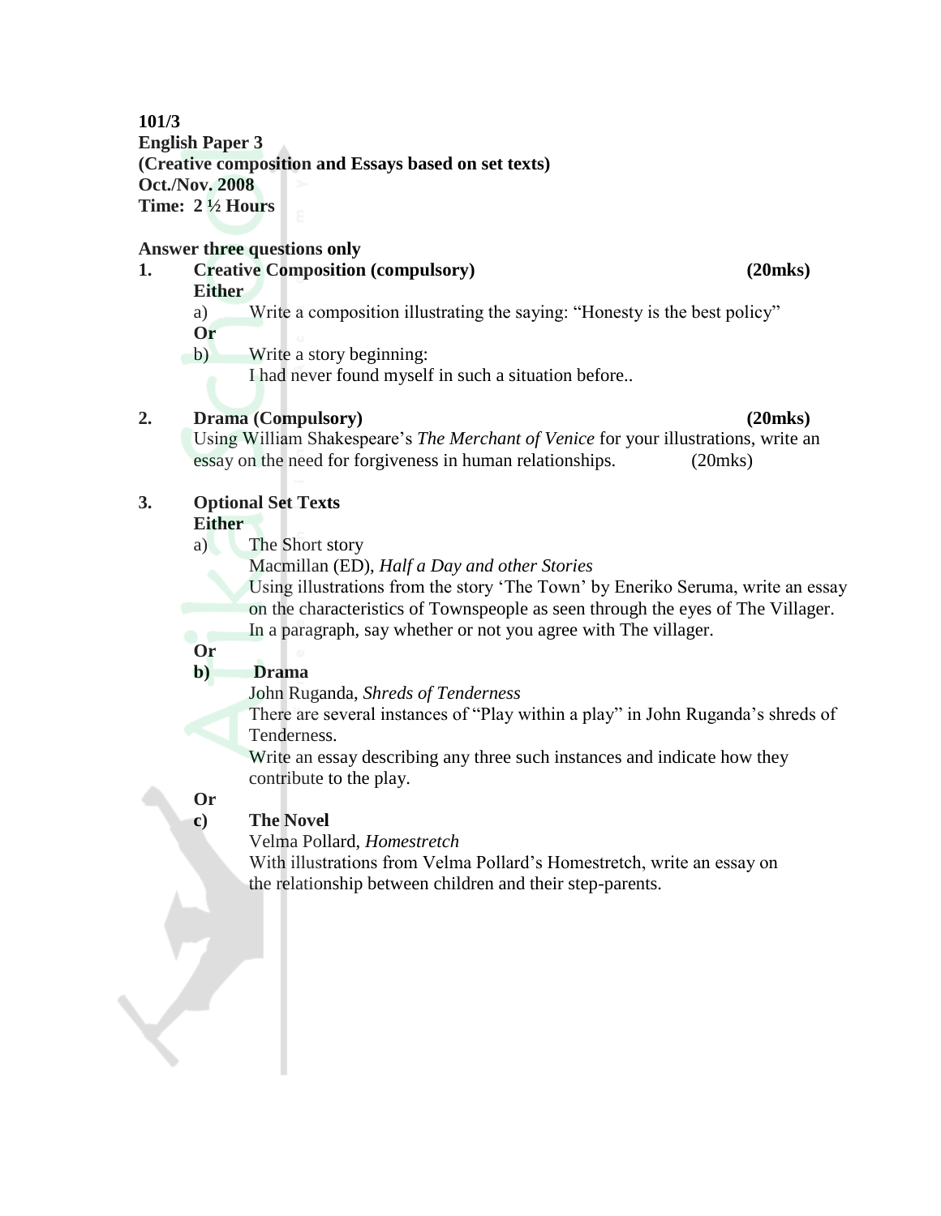**101/3**
**English Paper 3**
**(Creative composition and Essays based on set texts)**
**Oct./Nov. 2008**
**Time: 2 ½ Hours**

**Answer three questions only**

1. **Creative Composition (compulsory)** **(20mks)**

   **Either**

   a) Write a composition illustrating the saying: "Honesty is the best policy"

   **Or**

   b) Write a story beginning:
   I had never found myself in such a situation before..

2. **Drama (Compulsory)** **(20mks)**

   Using William Shakespeare's *The Merchant of Venice* for your illustrations, write an essay on the need for forgiveness in human relationships. (20mks)

3. **Optional Set Texts**

   **Either**

   a) The Short story
   Macmillan (ED), *Half a Day and other Stories*
   Using illustrations from the story 'The Town' by Eneriko Seruma, write an essay on the characteristics of Townspeople as seen through the eyes of The Villager. In a paragraph, say whether or not you agree with The villager.

   **Or**

   **b) Drama**
   John Ruganda, *Shreds of Tenderness*
   There are several instances of "Play within a play" in John Ruganda's shreds of Tenderness.
   Write an essay describing any three such instances and indicate how they contribute to the play.

   **Or**

   **c) The Novel**
   Velma Pollard, *Homestretch*
   With illustrations from Velma Pollard's Homestretch, write an essay on the relationship between children and their step-parents.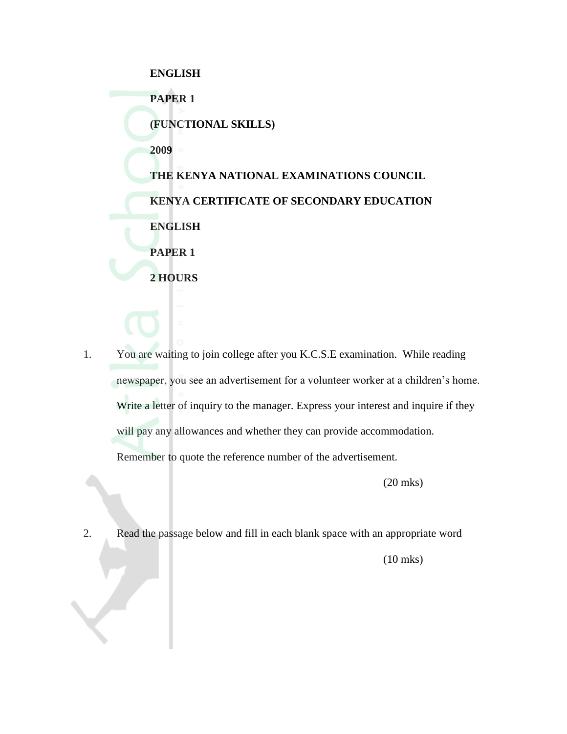**ENGLISH**

**PAPER 1**

**(FUNCTIONAL SKILLS)**

**2009**

**THE KENYA NATIONAL EXAMINATIONS COUNCIL**

**KENYA CERTIFICATE OF SECONDARY EDUCATION**

**ENGLISH**

**PAPER 1**

**2 HOURS**

1. You are waiting to join college after you K.C.S.E examination. While reading newspaper, you see an advertisement for a volunteer worker at a children's home. Write a letter of inquiry to the manager. Express your interest and inquire if they will pay any allowances and whether they can provide accommodation. Remember to quote the reference number of the advertisement.

   (20 mks)

2. Read the passage below and fill in each blank space with an appropriate word

   (10 mks)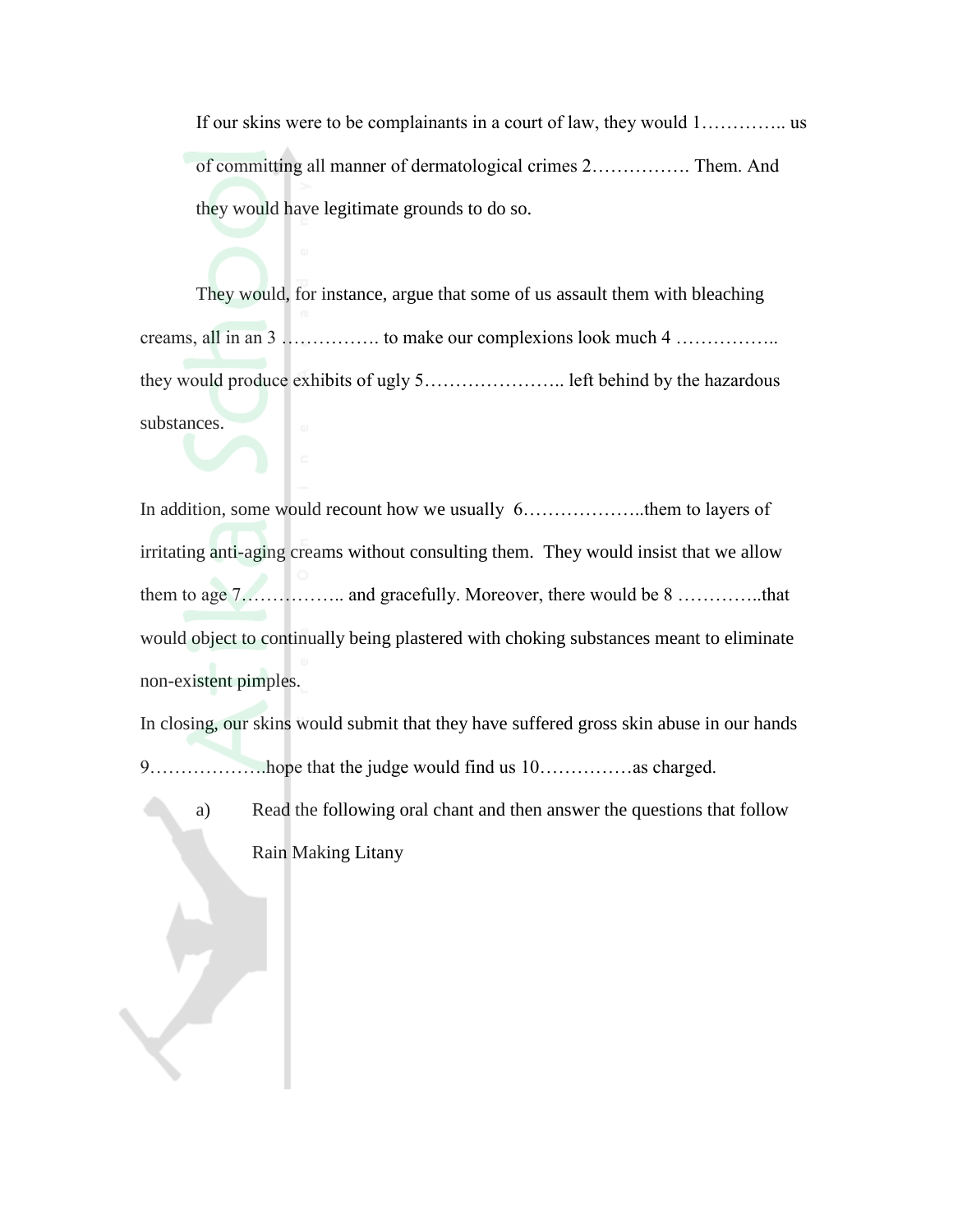If our skins were to be complainants in a court of law, they would 1………….. us of committing all manner of dermatological crimes 2……………. Them. And they would have legitimate grounds to do so.

They would, for instance, argue that some of us assault them with bleaching creams, all in an 3 ……………. to make our complexions look much 4 …………….. they would produce exhibits of ugly 5………………….. left behind by the hazardous substances.

In addition, some would recount how we usually 6………………..them to layers of irritating anti-aging creams without consulting them. They would insist that we allow them to age 7…………….. and gracefully. Moreover, there would be 8 …………..that would object to continually being plastered with choking substances meant to eliminate non-existent pimples.

In closing, our skins would submit that they have suffered gross skin abuse in our hands 9……………….hope that the judge would find us 10……………as charged.

a) Read the following oral chant and then answer the questions that follow

Rain Making Litany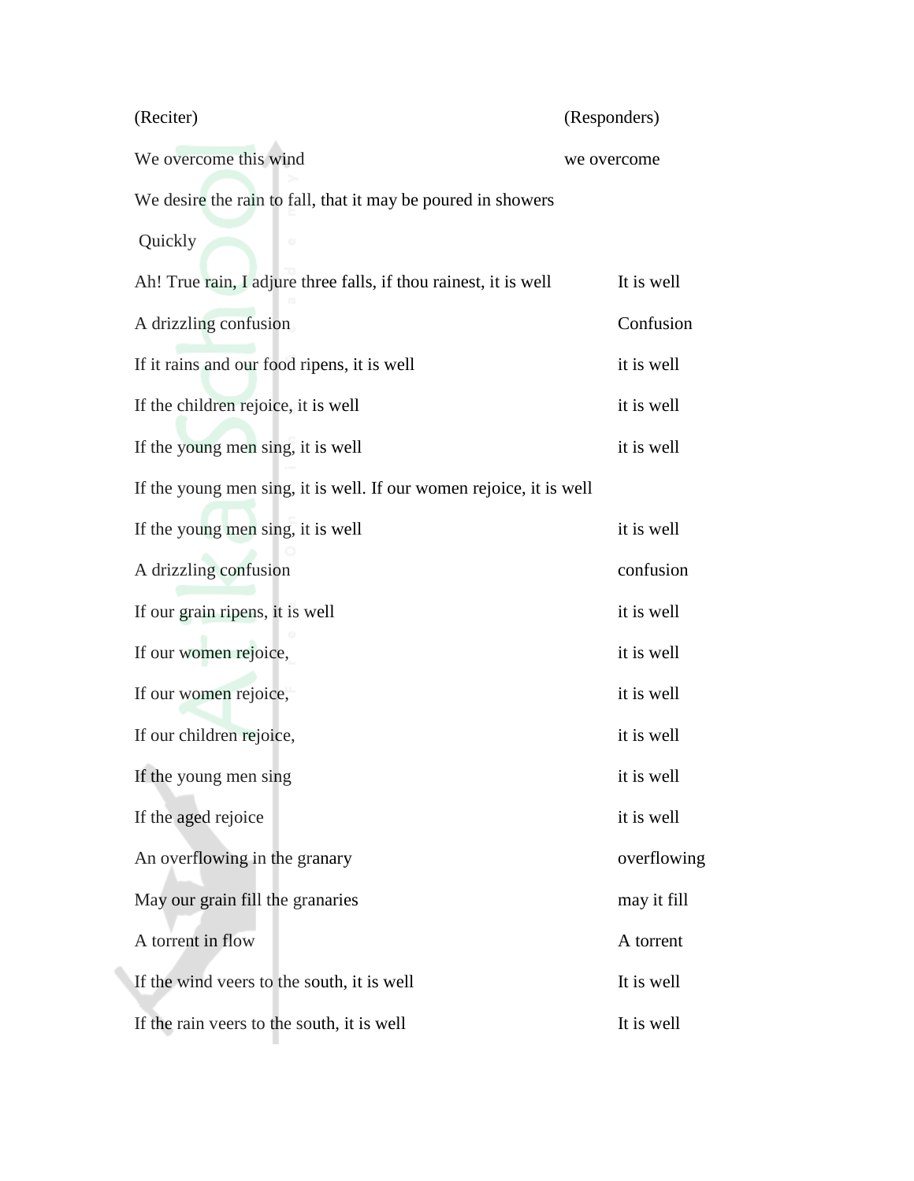| (Reciter) | (Responders) |
|---|---|
| We overcome this wind | we overcome |
| We desire the rain to fall, that it may be poured in showers | |
| Quickly | |
| Ah! True rain, I adjure three falls, if thou rainest, it is well | It is well |
| A drizzling confusion | Confusion |
| If it rains and our food ripens, it is well | it is well |
| If the children rejoice, it is well | it is well |
| If the young men sing, it is well | it is well |
| If the young men sing, it is well. If our women rejoice, it is well | |
| If the young men sing, it is well | it is well |
| A drizzling confusion | confusion |
| If our grain ripens, it is well | it is well |
| If our women rejoice, | it is well |
| If our women rejoice, | it is well |
| If our children rejoice, | it is well |
| If the young men sing | it is well |
| If the aged rejoice | it is well |
| An overflowing in the granary | overflowing |
| May our grain fill the granaries | may it fill |
| A torrent in flow | A torrent |
| If the wind veers to the south, it is well | It is well |
| If the rain veers to the south, it is well | It is well |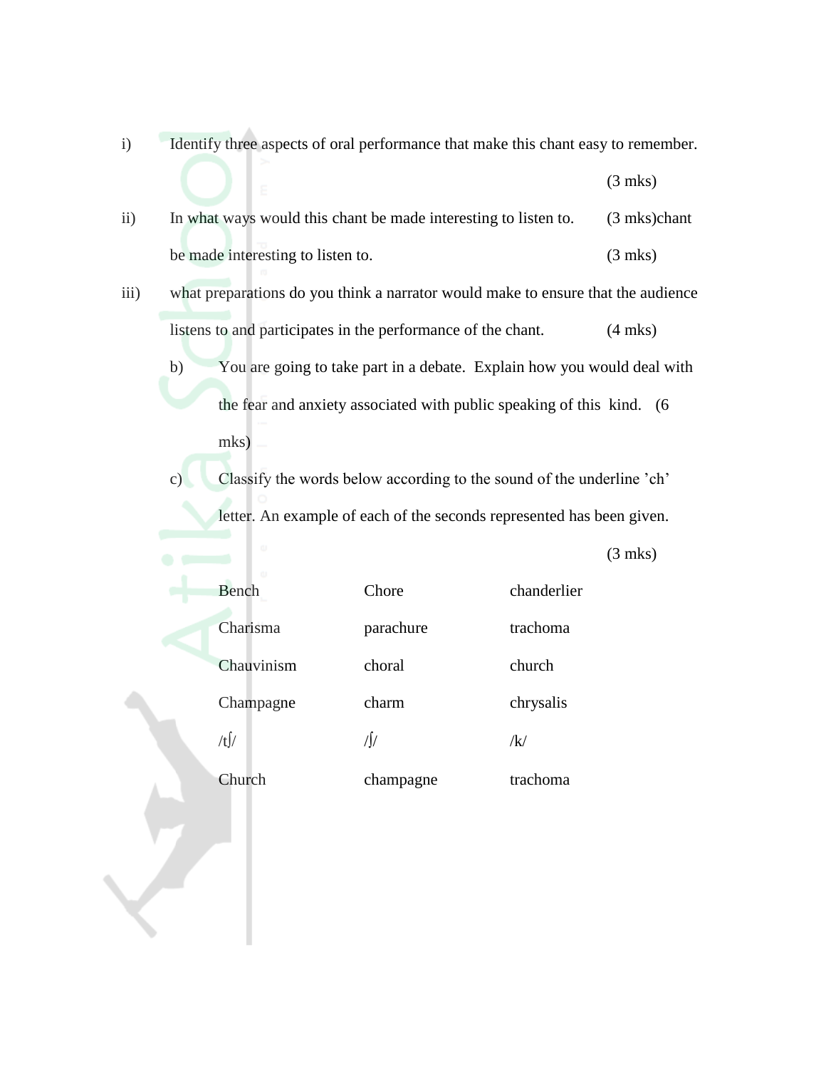i) Identify three aspects of oral performance that make this chant easy to remember. (3 mks)

ii) In what ways would this chant be made interesting to listen to. (3 mks)chant be made interesting to listen to. (3 mks)

iii) what preparations do you think a narrator would make to ensure that the audience listens to and participates in the performance of the chant. (4 mks)

b) You are going to take part in a debate. Explain how you would deal with the fear and anxiety associated with public speaking of this kind. (6 mks)

c) Classify the words below according to the sound of the underline 'ch' letter. An example of each of the seconds represented has been given. (3 mks)

| | | |
|---|---|---|
| Bench | Chore | chanderlier |
| Charisma | parachure | trachoma |
| Chauvinism | choral | church |
| Champagne | charm | chrysalis |
| /tʃ/ | /ʃ/ | /k/ |
| Church | champagne | trachoma |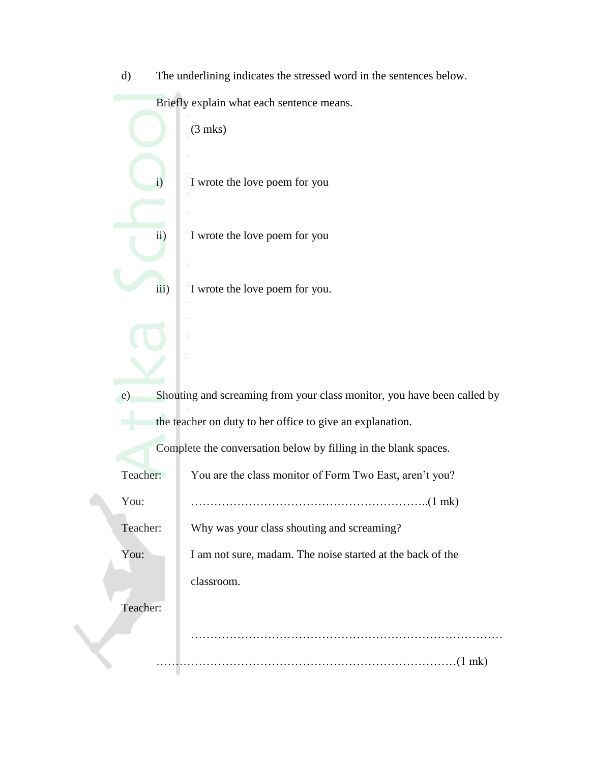d) The underlining indicates the stressed word in the sentences below. Briefly explain what each sentence means.

(3 mks)

i) I wrote the love poem for you

ii) I wrote the love poem for you

iii) I wrote the love poem for you.

e) Shouting and screaming from your class monitor, you have been called by the teacher on duty to her office to give an explanation.

Complete the conversation below by filling in the blank spaces.

Teacher: You are the class monitor of Form Two East, aren't you?

You: ……………………………………………………..(1 mk)

Teacher: Why was your class shouting and screaming?

You: I am not sure, madam. The noise started at the back of the classroom.

Teacher:

………………………………………………………………………

……………………………………………………………………(1 mk)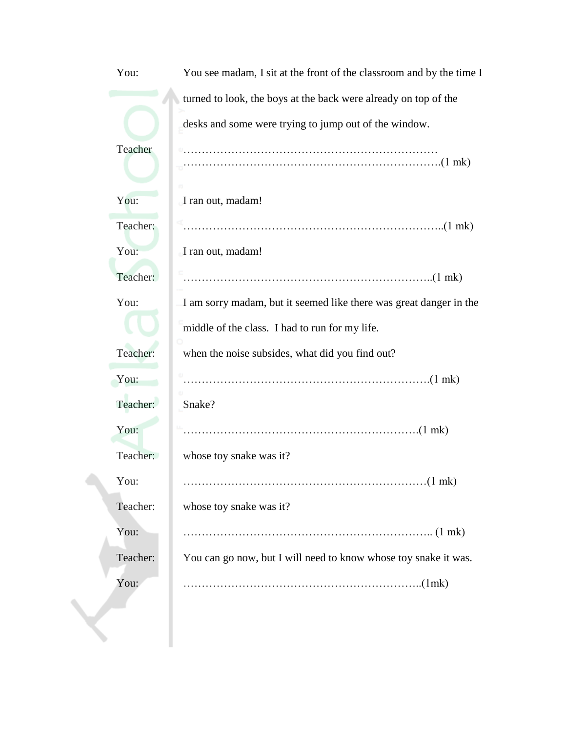You: You see madam, I sit at the front of the classroom and by the time I turned to look, the boys at the back were already on top of the desks and some were trying to jump out of the window.

Teacher ……………………………………………………………… ……………………………………………………………….(1 mk)

You: I ran out, madam!

Teacher: ……………………………………………………………..(1 mk)

You: I ran out, madam!

Teacher: …………………………………………………………..(1 mk)

You: I am sorry madam, but it seemed like there was great danger in the middle of the class. I had to run for my life.

Teacher: when the noise subsides, what did you find out?

You: ………………………………………………………….(1 mk)

Teacher: Snake?

You: ……………………………………………………….(1 mk)

Teacher: whose toy snake was it?

You: …………………………………………………………(1 mk)

Teacher: whose toy snake was it?

You: ………………………………………………………….. (1 mk)

Teacher: You can go now, but I will need to know whose toy snake it was.

You: ………………………………………………………..(1mk)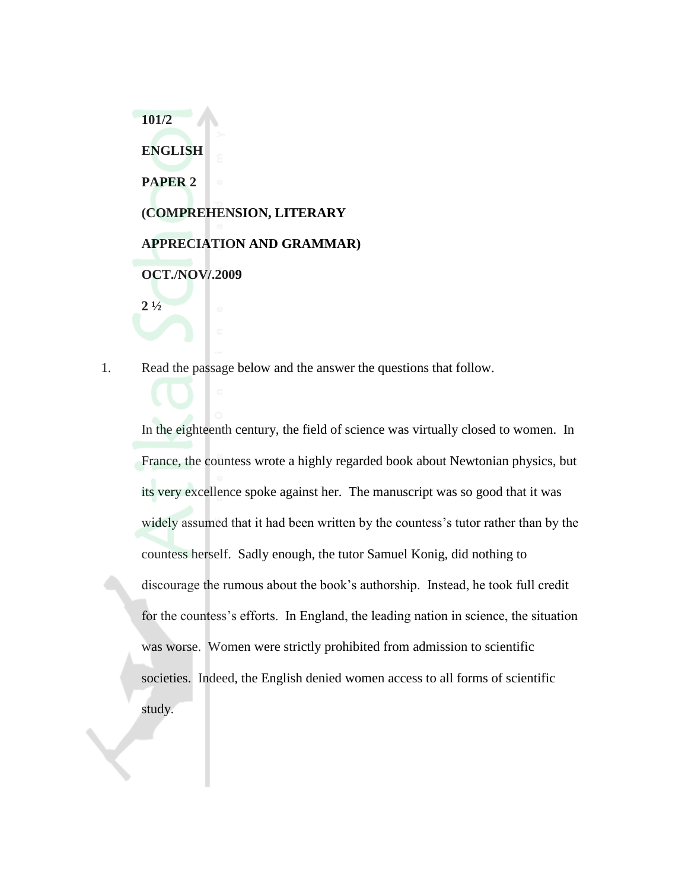**101/2**

**ENGLISH**

**PAPER 2**

**(COMPREHENSION, LITERARY APPRECIATION AND GRAMMAR)**

**OCT./NOV/.2009**

**2 ½**

1. Read the passage below and the answer the questions that follow.

In the eighteenth century, the field of science was virtually closed to women. In France, the countess wrote a highly regarded book about Newtonian physics, but its very excellence spoke against her. The manuscript was so good that it was widely assumed that it had been written by the countess's tutor rather than by the countess herself. Sadly enough, the tutor Samuel Konig, did nothing to discourage the rumous about the book's authorship. Instead, he took full credit for the countess's efforts. In England, the leading nation in science, the situation was worse. Women were strictly prohibited from admission to scientific societies. Indeed, the English denied women access to all forms of scientific study.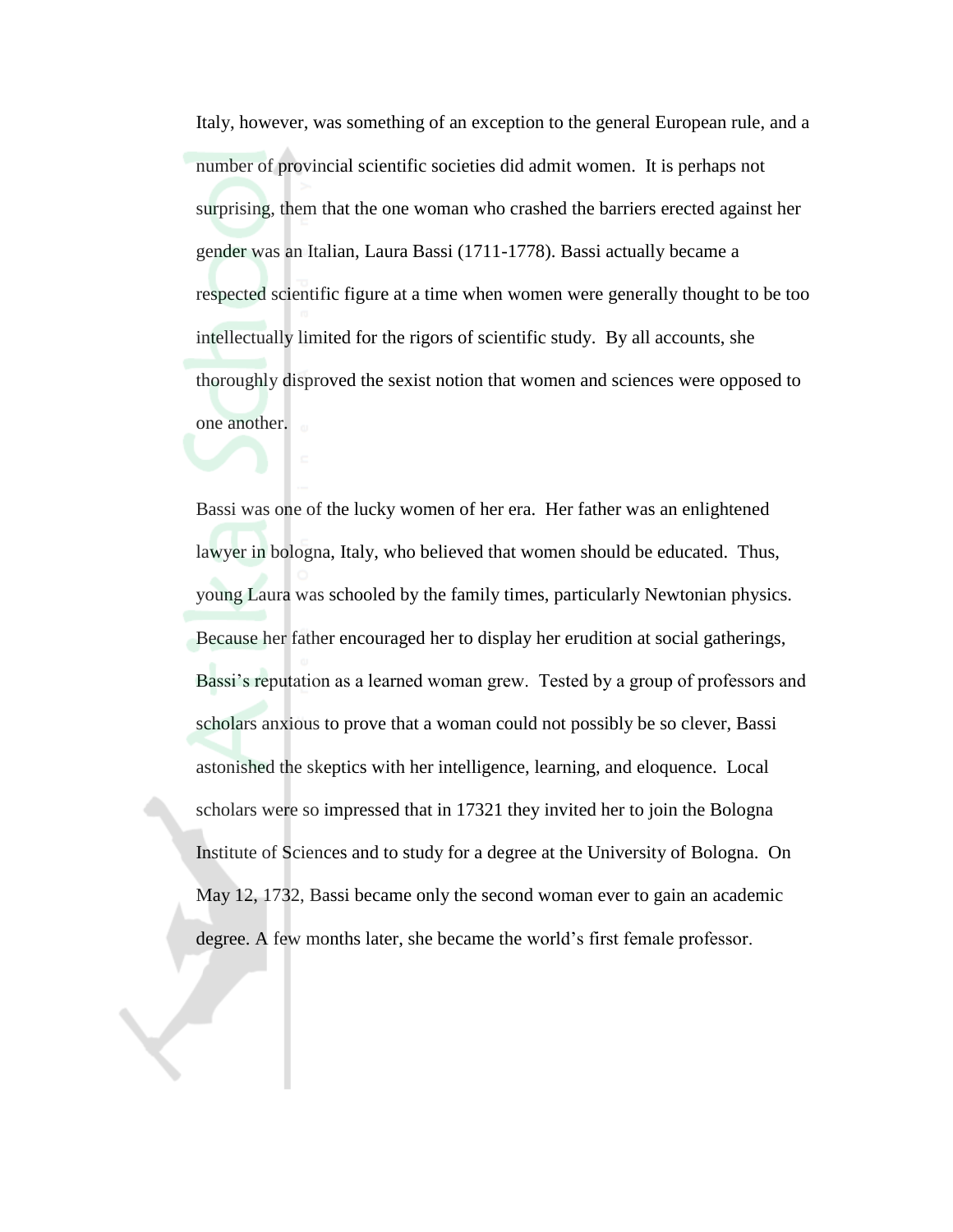Italy, however, was something of an exception to the general European rule, and a number of provincial scientific societies did admit women. It is perhaps not surprising, them that the one woman who crashed the barriers erected against her gender was an Italian, Laura Bassi (1711-1778). Bassi actually became a respected scientific figure at a time when women were generally thought to be too intellectually limited for the rigors of scientific study. By all accounts, she thoroughly disproved the sexist notion that women and sciences were opposed to one another.

Bassi was one of the lucky women of her era. Her father was an enlightened lawyer in bologna, Italy, who believed that women should be educated. Thus, young Laura was schooled by the family times, particularly Newtonian physics. Because her father encouraged her to display her erudition at social gatherings, Bassi's reputation as a learned woman grew. Tested by a group of professors and scholars anxious to prove that a woman could not possibly be so clever, Bassi astonished the skeptics with her intelligence, learning, and eloquence. Local scholars were so impressed that in 17321 they invited her to join the Bologna Institute of Sciences and to study for a degree at the University of Bologna. On May 12, 1732, Bassi became only the second woman ever to gain an academic degree. A few months later, she became the world's first female professor.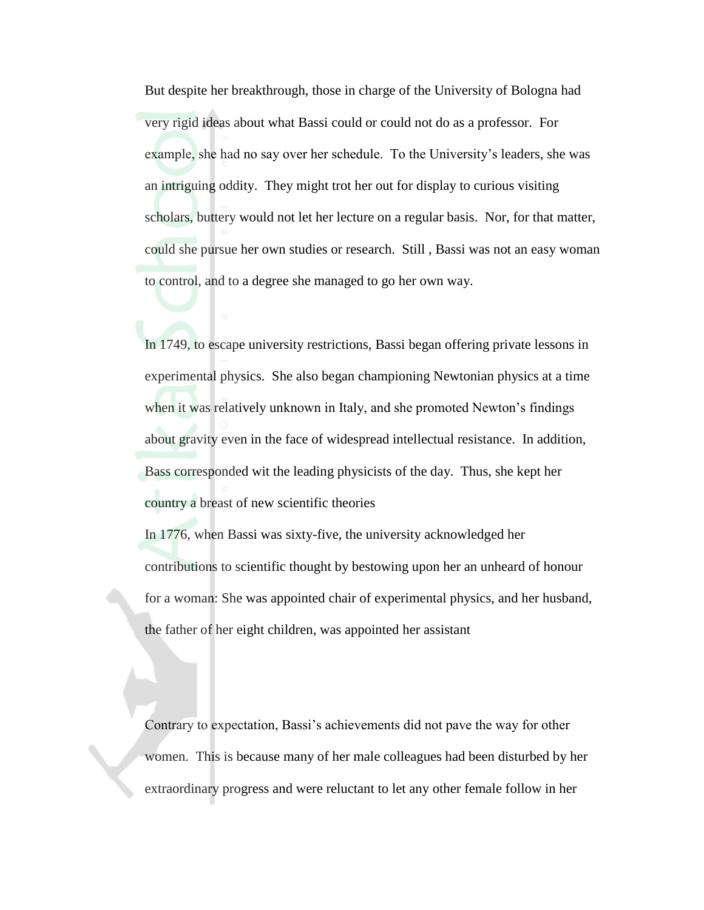But despite her breakthrough, those in charge of the University of Bologna had very rigid ideas about what Bassi could or could not do as a professor. For example, she had no say over her schedule. To the University's leaders, she was an intriguing oddity. They might trot her out for display to curious visiting scholars, buttery would not let her lecture on a regular basis. Nor, for that matter, could she pursue her own studies or research. Still , Bassi was not an easy woman to control, and to a degree she managed to go her own way.

In 1749, to escape university restrictions, Bassi began offering private lessons in experimental physics. She also began championing Newtonian physics at a time when it was relatively unknown in Italy, and she promoted Newton's findings about gravity even in the face of widespread intellectual resistance. In addition, Bass corresponded wit the leading physicists of the day. Thus, she kept her country a breast of new scientific theories

In 1776, when Bassi was sixty-five, the university acknowledged her contributions to scientific thought by bestowing upon her an unheard of honour for a woman: She was appointed chair of experimental physics, and her husband, the father of her eight children, was appointed her assistant

Contrary to expectation, Bassi's achievements did not pave the way for other women. This is because many of her male colleagues had been disturbed by her extraordinary progress and were reluctant to let any other female follow in her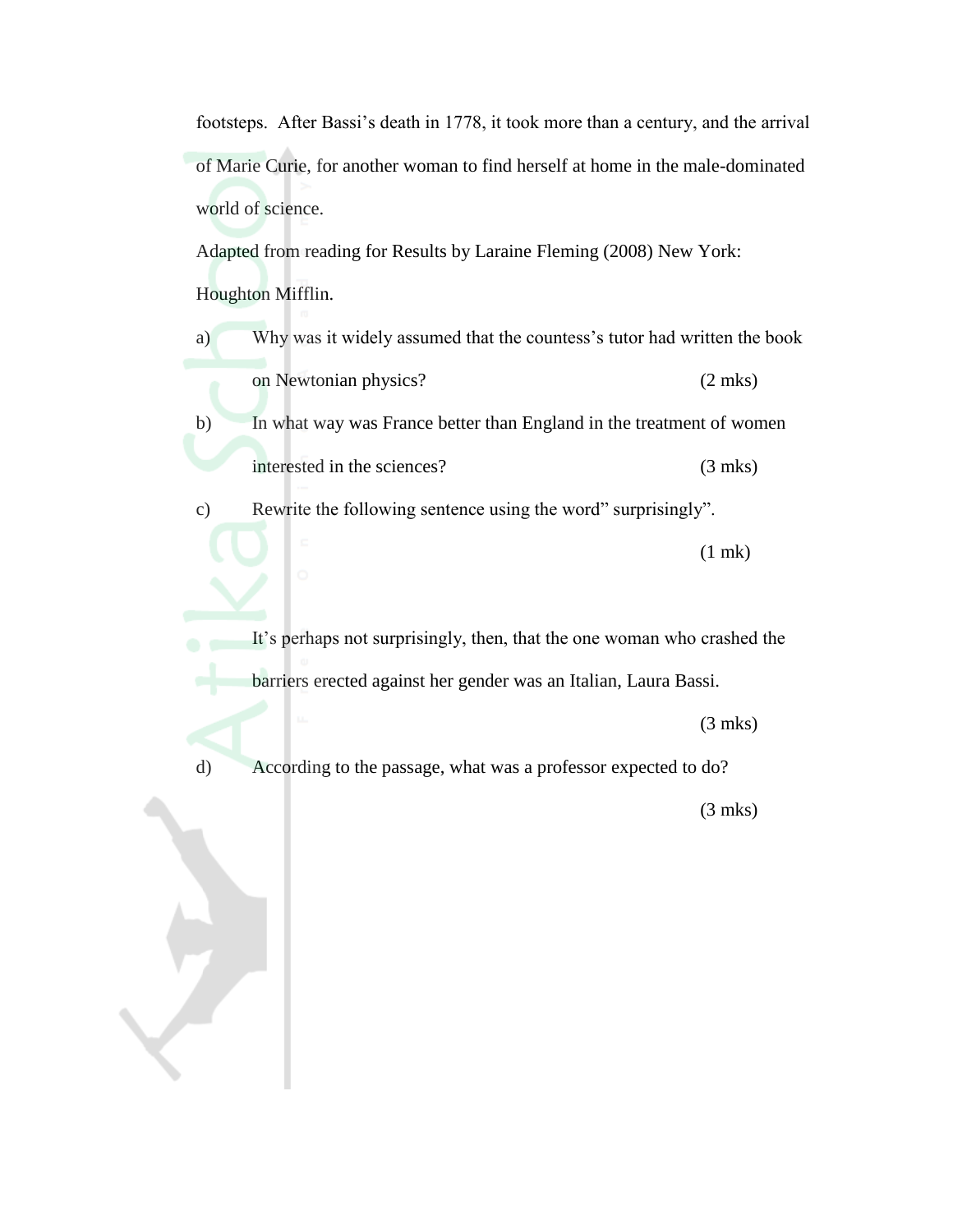footsteps. After Bassi's death in 1778, it took more than a century, and the arrival of Marie Curie, for another woman to find herself at home in the male-dominated world of science.

Adapted from reading for Results by Laraine Fleming (2008) New York: Houghton Mifflin.

a) Why was it widely assumed that the countess's tutor had written the book on Newtonian physics? (2 mks)

b) In what way was France better than England in the treatment of women interested in the sciences? (3 mks)

c) Rewrite the following sentence using the word" surprisingly". (1 mk)

It's perhaps not surprisingly, then, that the one woman who crashed the barriers erected against her gender was an Italian, Laura Bassi. (3 mks)

d) According to the passage, what was a professor expected to do? (3 mks)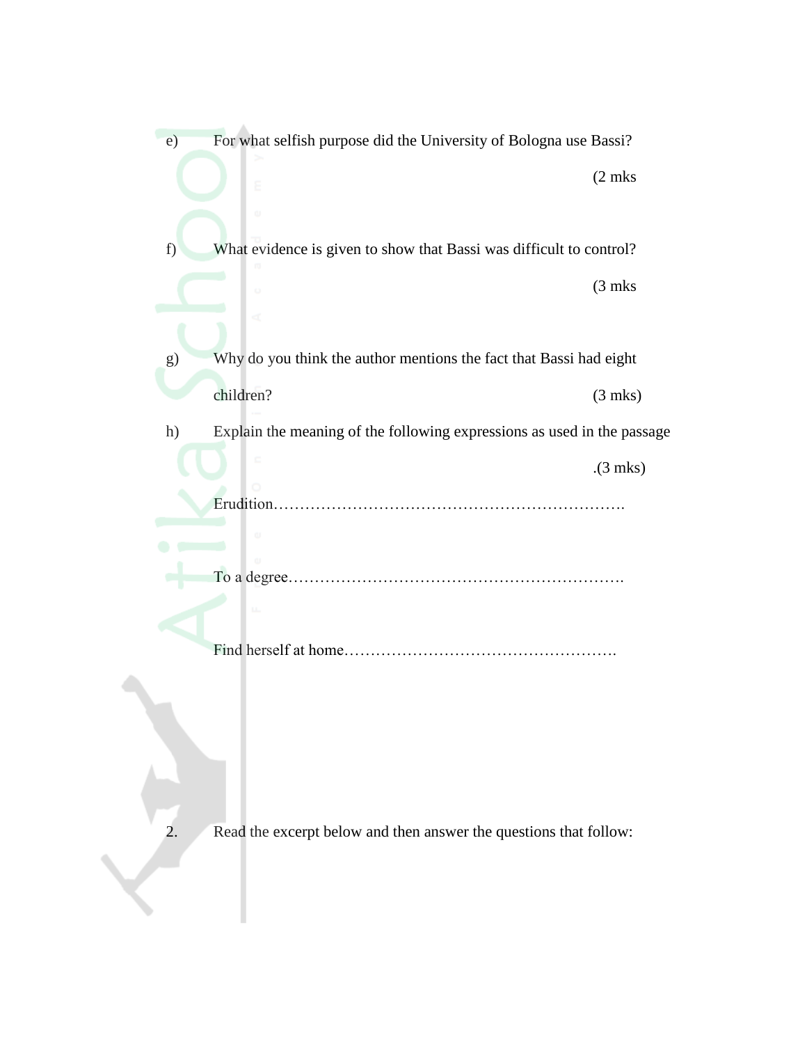e) For what selfish purpose did the University of Bologna use Bassi?

(2 mks

f) What evidence is given to show that Bassi was difficult to control?

(3 mks

g) Why do you think the author mentions the fact that Bassi had eight children? (3 mks)

h) Explain the meaning of the following expressions as used in the passage

.(3 mks)

Erudition………………………………………………………….

To a degree……………………………………………………….

Find herself at home…………………………………………….

2. Read the excerpt below and then answer the questions that follow: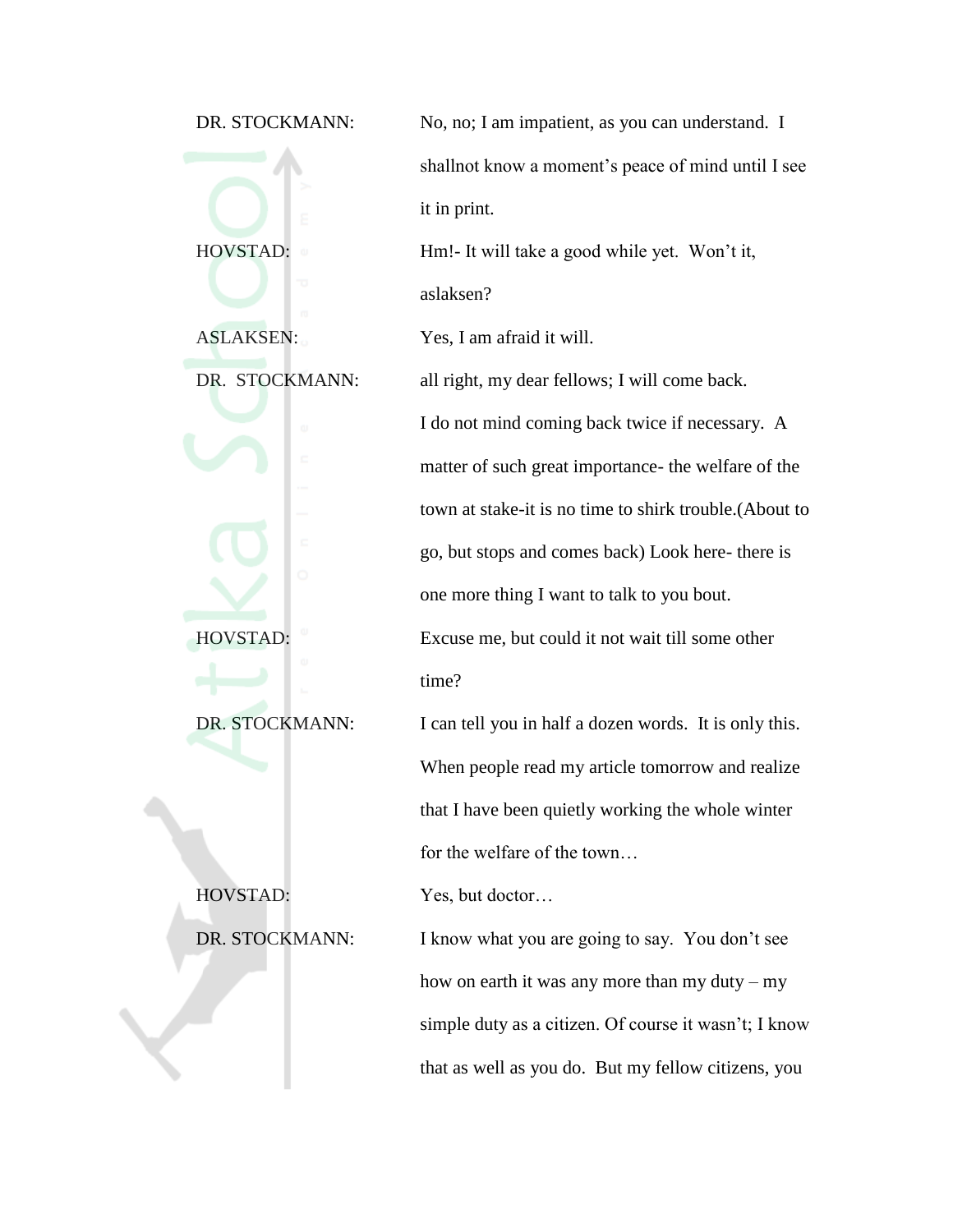DR. STOCKMANN: No, no; I am impatient, as you can understand. I shallnot know a moment's peace of mind until I see it in print.

HOVSTAD: Hm!- It will take a good while yet. Won't it, aslaksen?

ASLAKSEN: Yes, I am afraid it will.

DR. STOCKMANN: all right, my dear fellows; I will come back. I do not mind coming back twice if necessary. A matter of such great importance- the welfare of the town at stake-it is no time to shirk trouble.(About to go, but stops and comes back) Look here- there is one more thing I want to talk to you bout.

HOVSTAD: Excuse me, but could it not wait till some other time?

DR. STOCKMANN: I can tell you in half a dozen words. It is only this. When people read my article tomorrow and realize that I have been quietly working the whole winter for the welfare of the town…

HOVSTAD: Yes, but doctor…

DR. STOCKMANN: I know what you are going to say. You don't see how on earth it was any more than my duty – my simple duty as a citizen. Of course it wasn't; I know that as well as you do. But my fellow citizens, you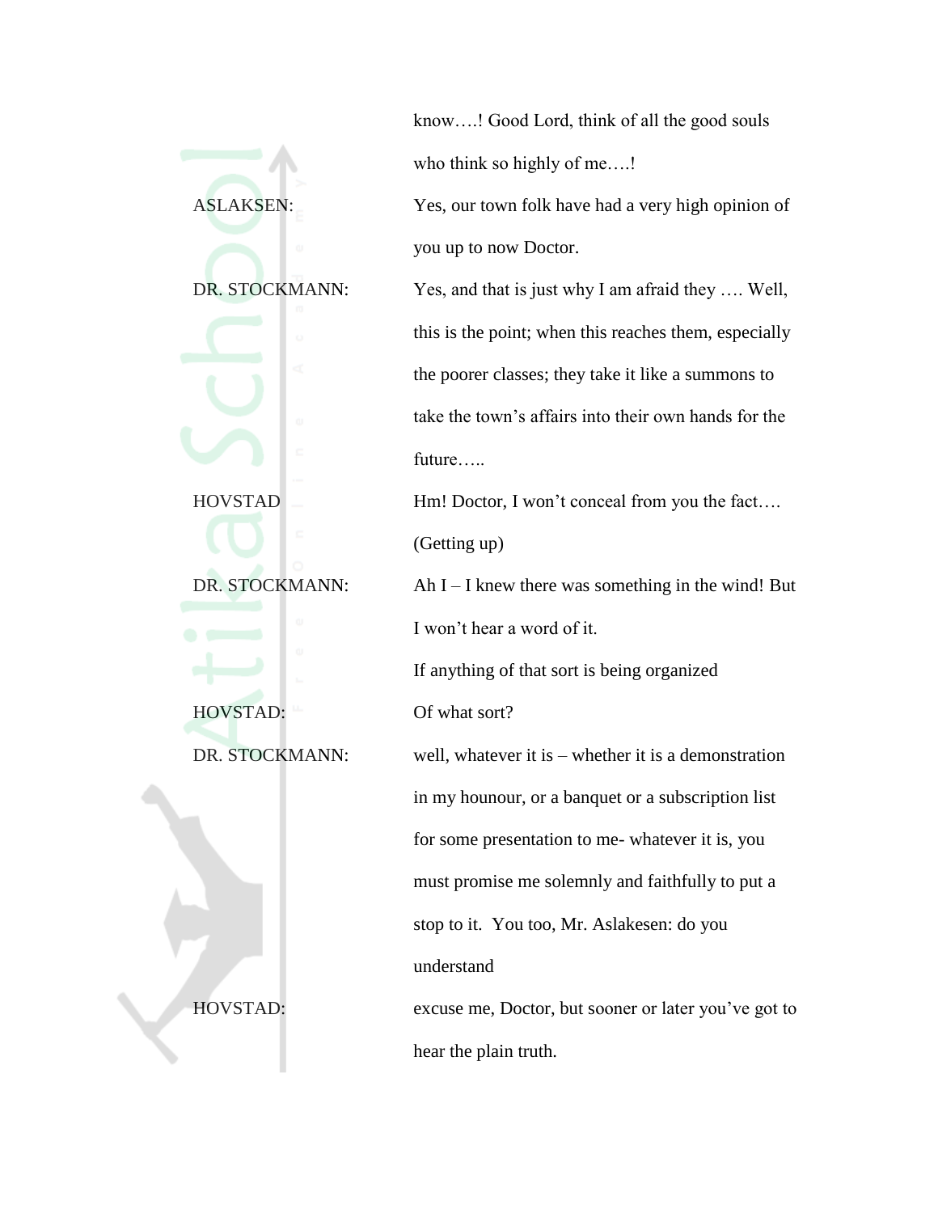know….! Good Lord, think of all the good souls who think so highly of me….!

ASLAKSEN: Yes, our town folk have had a very high opinion of you up to now Doctor.

DR. STOCKMANN: Yes, and that is just why I am afraid they …. Well, this is the point; when this reaches them, especially the poorer classes; they take it like a summons to take the town's affairs into their own hands for the future…..

HOVSTAD Hm! Doctor, I won't conceal from you the fact…. (Getting up)

DR. STOCKMANN: Ah I – I knew there was something in the wind! But I won't hear a word of it.

If anything of that sort is being organized

HOVSTAD: Of what sort?

DR. STOCKMANN: well, whatever it is – whether it is a demonstration in my hounour, or a banquet or a subscription list for some presentation to me- whatever it is, you must promise me solemnly and faithfully to put a stop to it. You too, Mr. Aslakesen: do you understand

HOVSTAD: excuse me, Doctor, but sooner or later you've got to hear the plain truth.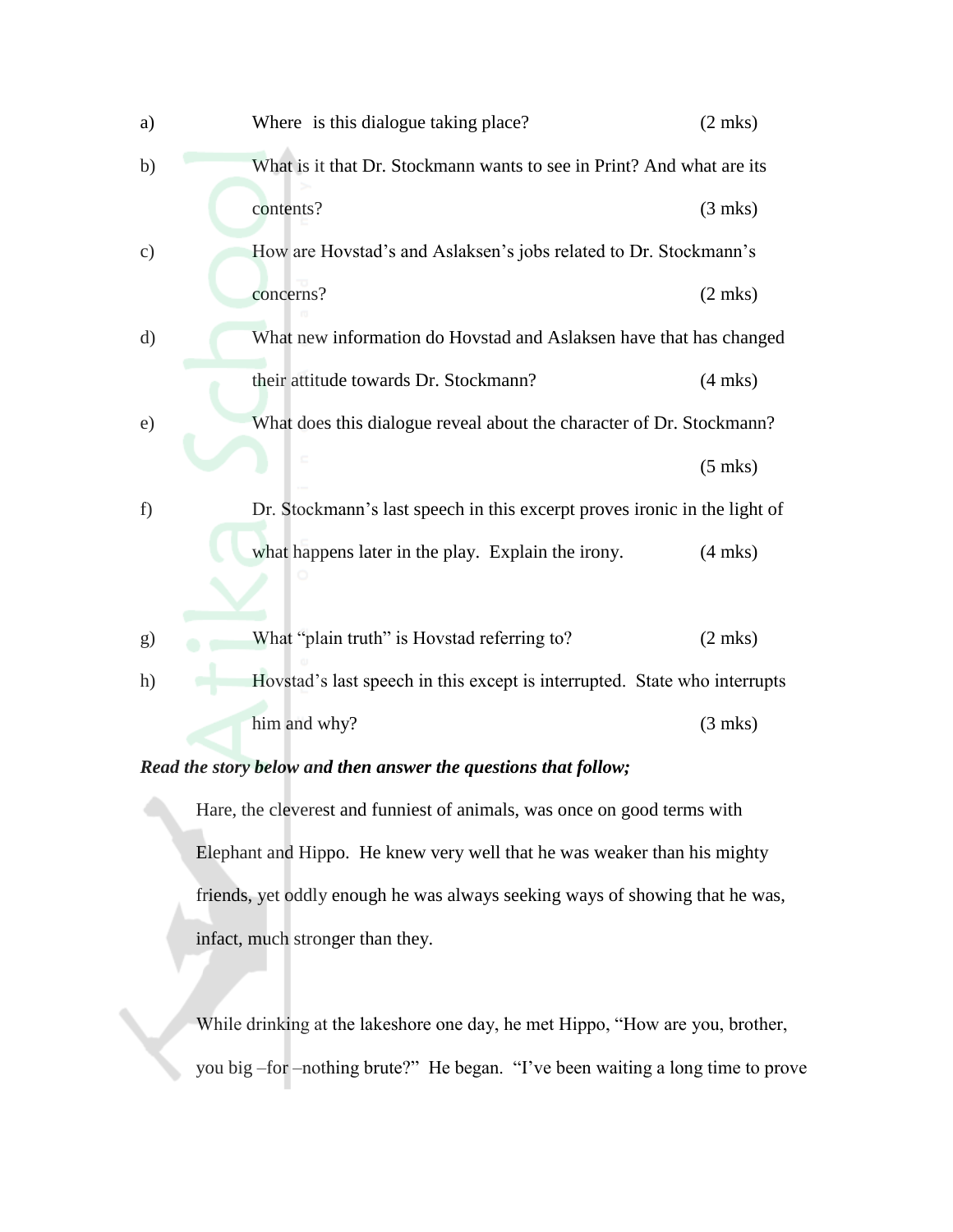a) Where is this dialogue taking place? (2 mks)

b) What is it that Dr. Stockmann wants to see in Print? And what are its contents? (3 mks)

c) How are Hovstad's and Aslaksen's jobs related to Dr. Stockmann's concerns? (2 mks)

d) What new information do Hovstad and Aslaksen have that has changed their attitude towards Dr. Stockmann? (4 mks)

e) What does this dialogue reveal about the character of Dr. Stockmann? (5 mks)

f) Dr. Stockmann's last speech in this excerpt proves ironic in the light of what happens later in the play. Explain the irony. (4 mks)

g) What "plain truth" is Hovstad referring to? (2 mks)

h) Hovstad's last speech in this except is interrupted. State who interrupts him and why? (3 mks)

***Read the story below and then answer the questions that follow;***

Hare, the cleverest and funniest of animals, was once on good terms with Elephant and Hippo. He knew very well that he was weaker than his mighty friends, yet oddly enough he was always seeking ways of showing that he was, infact, much stronger than they.

While drinking at the lakeshore one day, he met Hippo, "How are you, brother, you big –for –nothing brute?" He began. "I've been waiting a long time to prove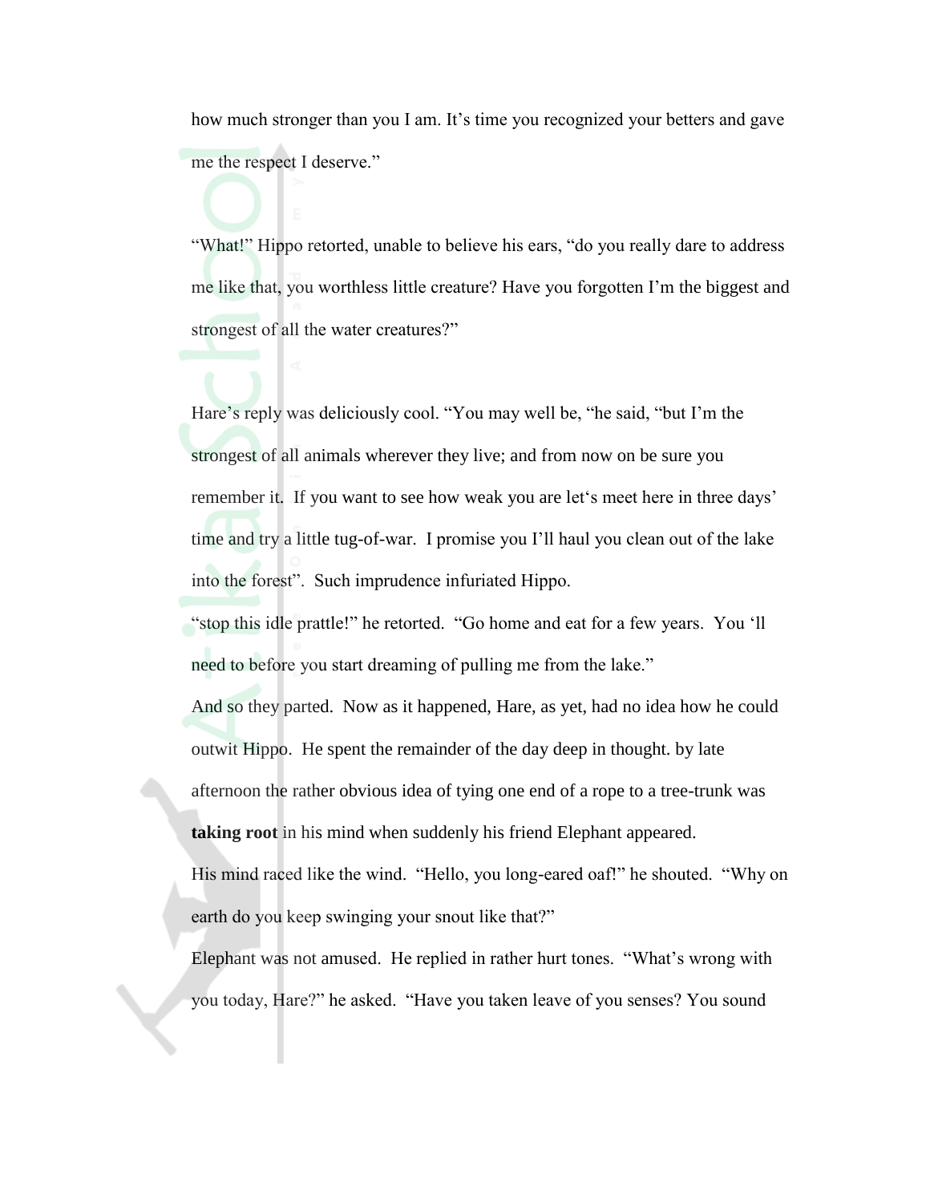how much stronger than you I am. It's time you recognized your betters and gave me the respect I deserve."

"What!" Hippo retorted, unable to believe his ears, "do you really dare to address me like that, you worthless little creature? Have you forgotten I'm the biggest and strongest of all the water creatures?"

Hare's reply was deliciously cool. "You may well be, "he said, "but I'm the strongest of all animals wherever they live; and from now on be sure you remember it. If you want to see how weak you are let's meet here in three days' time and try a little tug-of-war. I promise you I'll haul you clean out of the lake into the forest". Such imprudence infuriated Hippo.

"stop this idle prattle!" he retorted. "Go home and eat for a few years. You 'll need to before you start dreaming of pulling me from the lake."

And so they parted. Now as it happened, Hare, as yet, had no idea how he could outwit Hippo. He spent the remainder of the day deep in thought. by late afternoon the rather obvious idea of tying one end of a rope to a tree-trunk was **taking root** in his mind when suddenly his friend Elephant appeared.

His mind raced like the wind. "Hello, you long-eared oaf!" he shouted. "Why on earth do you keep swinging your snout like that?"

Elephant was not amused. He replied in rather hurt tones. "What's wrong with you today, Hare?" he asked. "Have you taken leave of you senses? You sound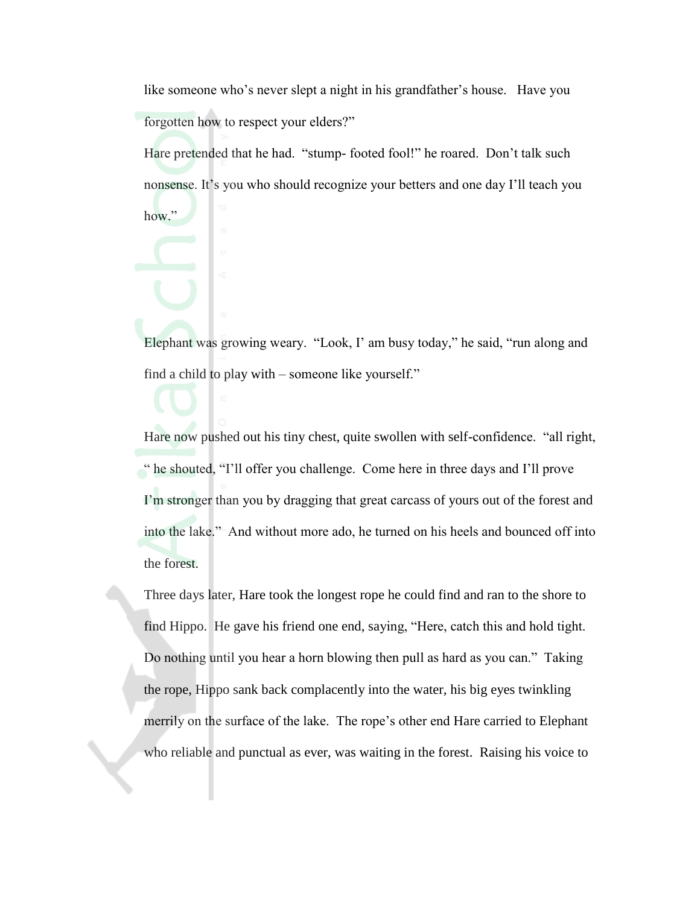like someone who's never slept a night in his grandfather's house. Have you forgotten how to respect your elders?"

Hare pretended that he had. "stump- footed fool!" he roared. Don't talk such nonsense. It's you who should recognize your betters and one day I'll teach you how."

Elephant was growing weary. "Look, I' am busy today," he said, "run along and find a child to play with – someone like yourself."

Hare now pushed out his tiny chest, quite swollen with self-confidence. "all right, " he shouted, "I'll offer you challenge. Come here in three days and I'll prove I'm stronger than you by dragging that great carcass of yours out of the forest and into the lake." And without more ado, he turned on his heels and bounced off into the forest.

Three days later, Hare took the longest rope he could find and ran to the shore to find Hippo. He gave his friend one end, saying, "Here, catch this and hold tight. Do nothing until you hear a horn blowing then pull as hard as you can." Taking the rope, Hippo sank back complacently into the water, his big eyes twinkling merrily on the surface of the lake. The rope's other end Hare carried to Elephant who reliable and punctual as ever, was waiting in the forest. Raising his voice to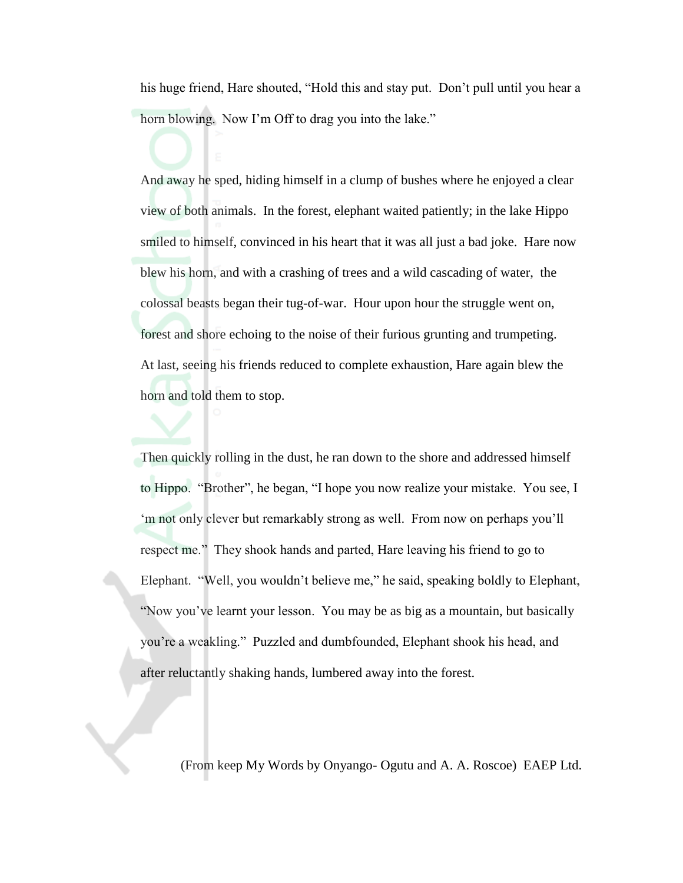his huge friend, Hare shouted, "Hold this and stay put. Don't pull until you hear a horn blowing. Now I'm Off to drag you into the lake."

And away he sped, hiding himself in a clump of bushes where he enjoyed a clear view of both animals. In the forest, elephant waited patiently; in the lake Hippo smiled to himself, convinced in his heart that it was all just a bad joke. Hare now blew his horn, and with a crashing of trees and a wild cascading of water, the colossal beasts began their tug-of-war. Hour upon hour the struggle went on, forest and shore echoing to the noise of their furious grunting and trumpeting. At last, seeing his friends reduced to complete exhaustion, Hare again blew the horn and told them to stop.

Then quickly rolling in the dust, he ran down to the shore and addressed himself to Hippo. "Brother", he began, "I hope you now realize your mistake. You see, I 'm not only clever but remarkably strong as well. From now on perhaps you'll respect me." They shook hands and parted, Hare leaving his friend to go to Elephant. "Well, you wouldn't believe me," he said, speaking boldly to Elephant, "Now you've learnt your lesson. You may be as big as a mountain, but basically you're a weakling." Puzzled and dumbfounded, Elephant shook his head, and after reluctantly shaking hands, lumbered away into the forest.

(From keep My Words by Onyango- Ogutu and A. A. Roscoe) EAEP Ltd.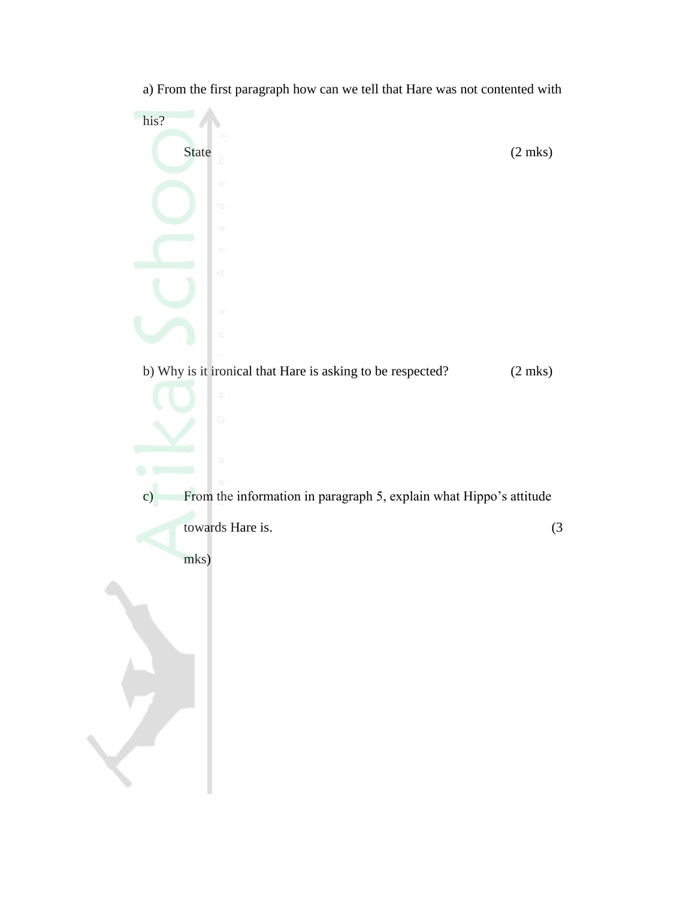a) From the first paragraph how can we tell that Hare was not contented with his?

State (2 mks)

b) Why is it ironical that Hare is asking to be respected? (2 mks)

c) From the information in paragraph 5, explain what Hippo's attitude towards Hare is. (3 mks)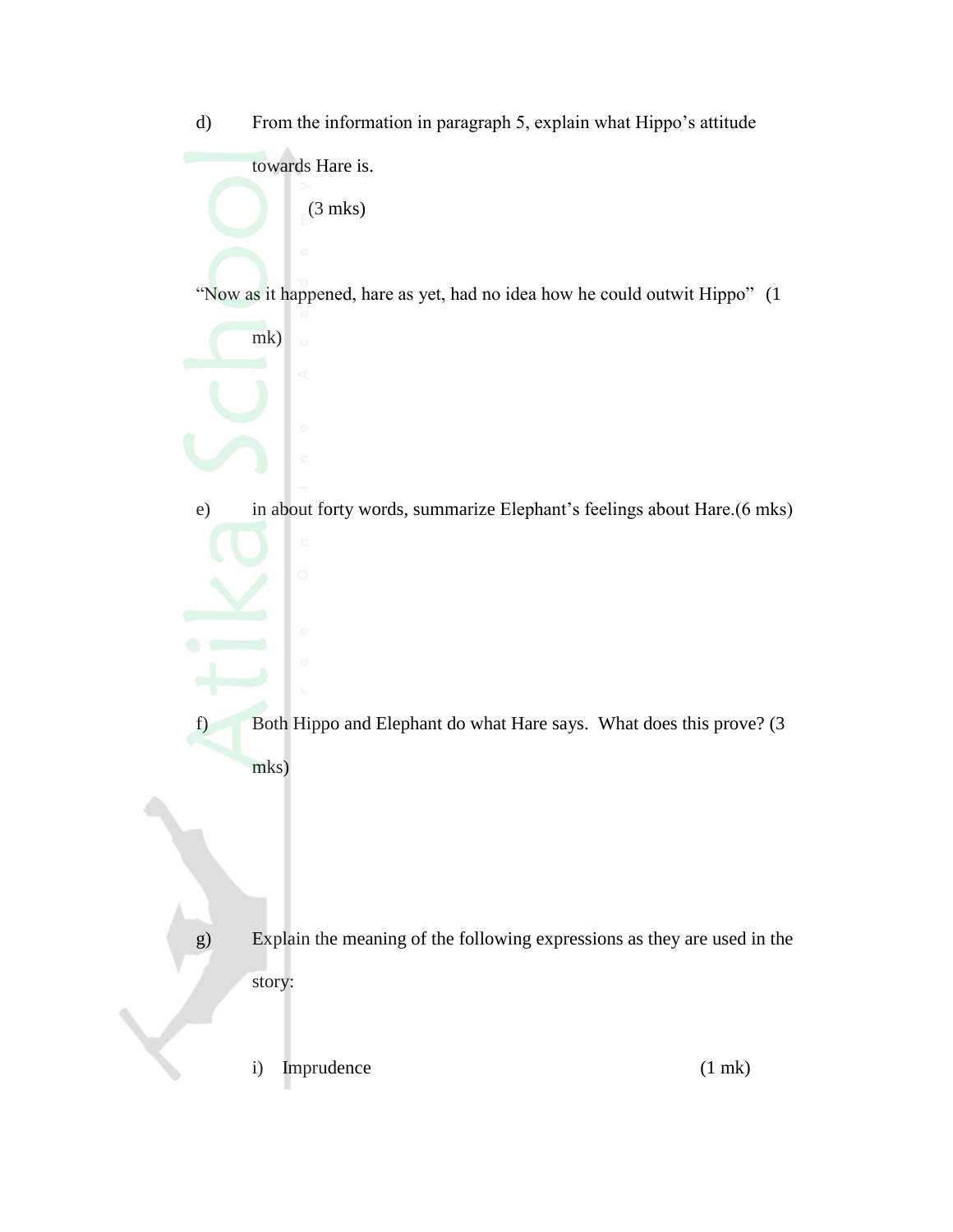d) From the information in paragraph 5, explain what Hippo's attitude towards Hare is. (3 mks)

"Now as it happened, hare as yet, had no idea how he could outwit Hippo" (1 mk)

e) in about forty words, summarize Elephant's feelings about Hare.(6 mks)

f) Both Hippo and Elephant do what Hare says. What does this prove? (3 mks)

g) Explain the meaning of the following expressions as they are used in the story:

i) Imprudence (1 mk)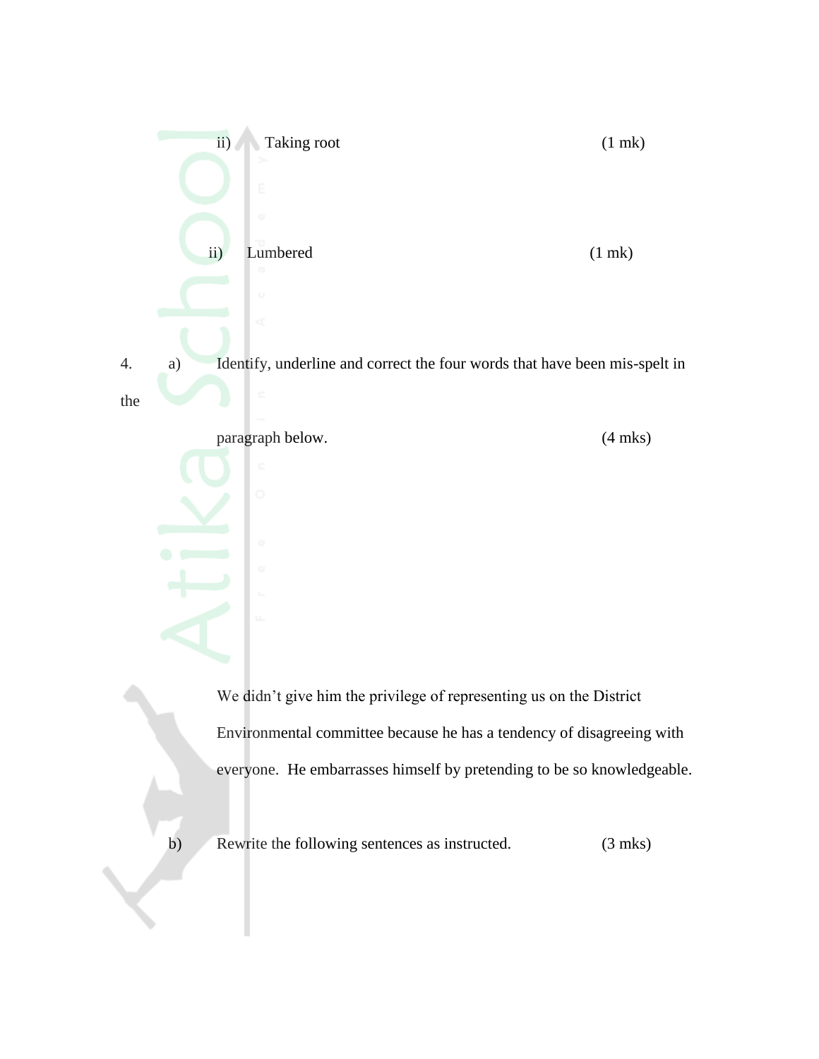ii) Taking root (1 mk)

ii) Lumbered (1 mk)

4. a) Identify, underline and correct the four words that have been mis-spelt in the paragraph below. (4 mks)

We didn't give him the privilege of representing us on the District Environmental committee because he has a tendency of disagreeing with everyone. He embarrasses himself by pretending to be so knowledgeable.

b) Rewrite the following sentences as instructed. (3 mks)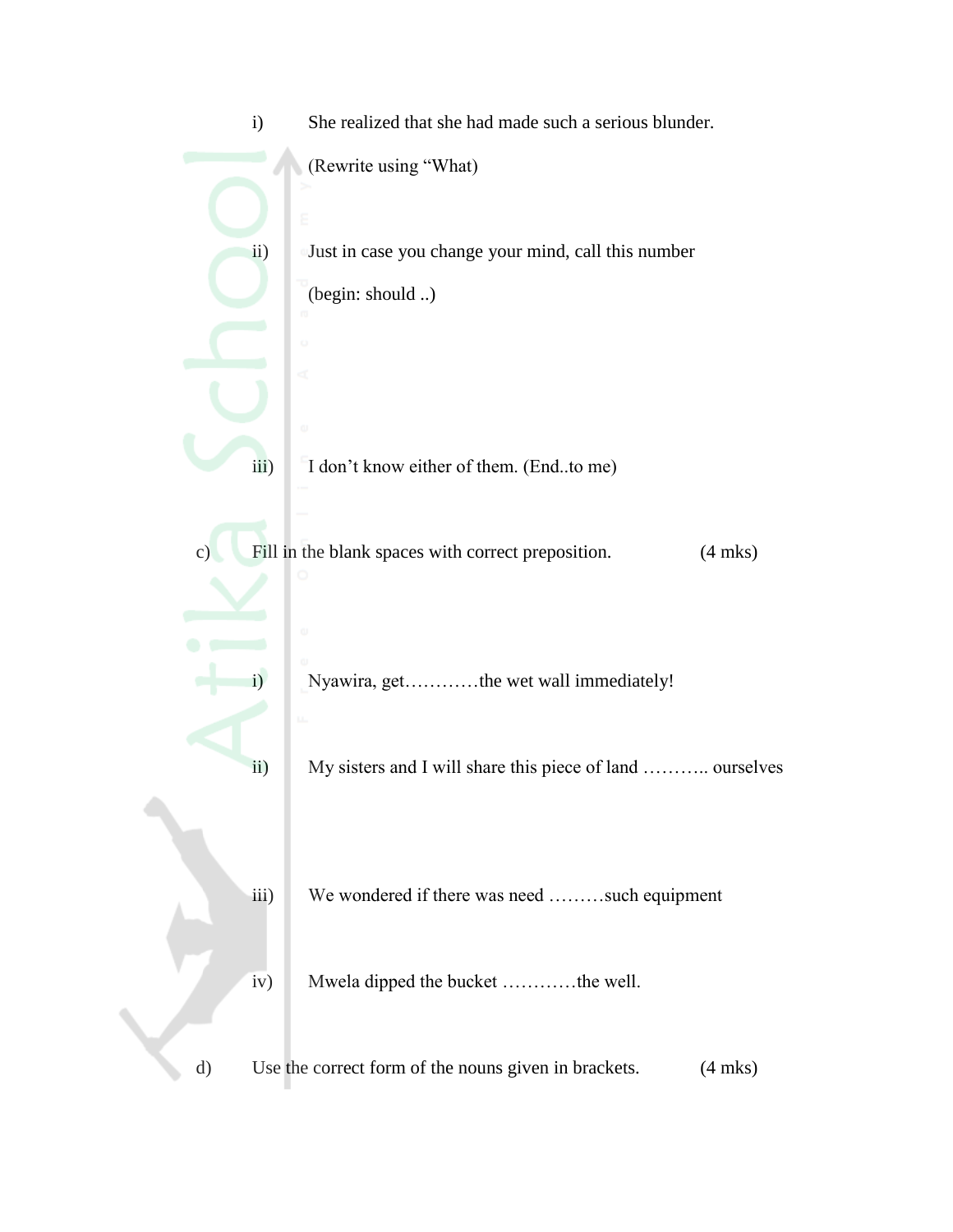i) She realized that she had made such a serious blunder.

(Rewrite using "What)

ii) Just in case you change your mind, call this number

(begin: should ..)

iii) I don't know either of them. (End..to me)

c) Fill in the blank spaces with correct preposition. (4 mks)

i) Nyawira, get…………the wet wall immediately!

ii) My sisters and I will share this piece of land ……….. ourselves

iii) We wondered if there was need ………such equipment

iv) Mwela dipped the bucket …………the well.

d) Use the correct form of the nouns given in brackets. (4 mks)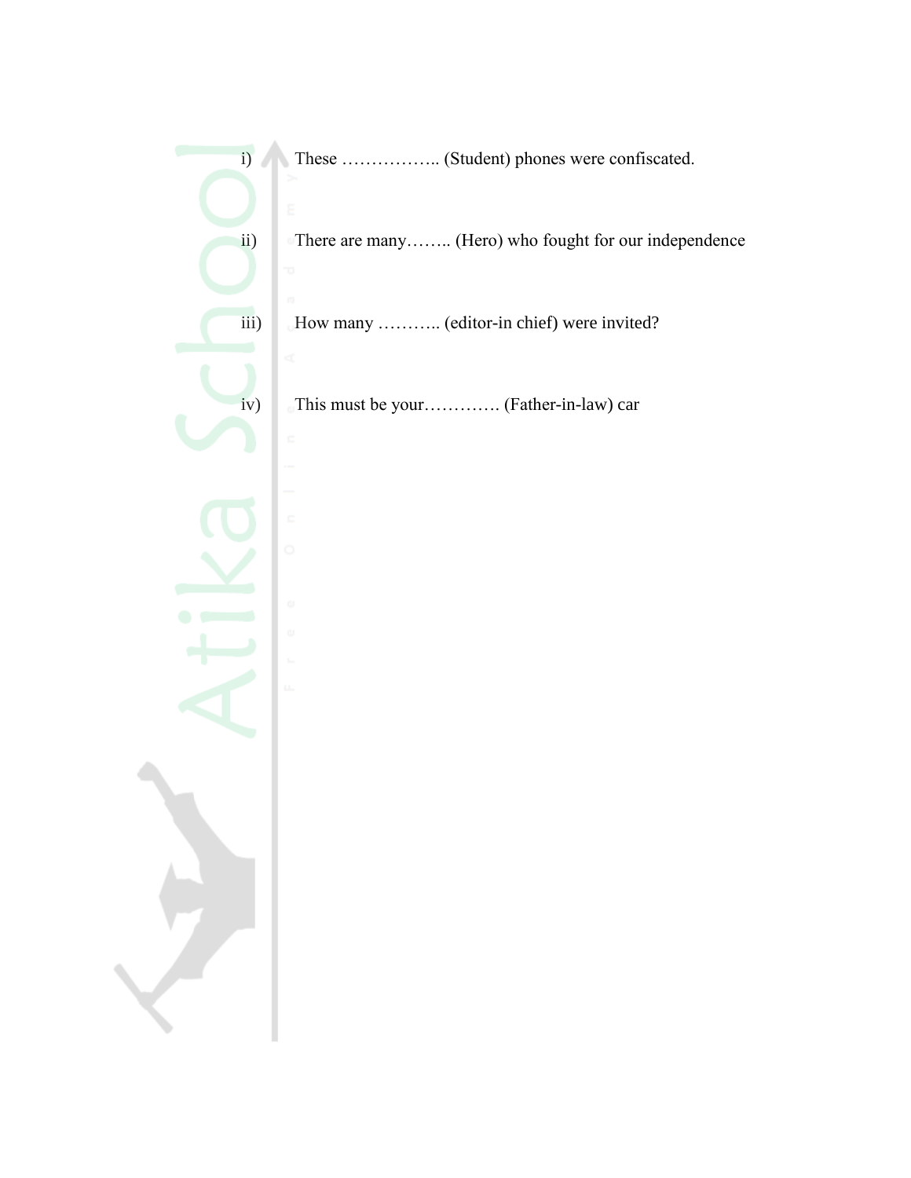i) These …………….. (Student) phones were confiscated.

ii) There are many…….. (Hero) who fought for our independence

iii) How many ……….. (editor-in chief) were invited?

iv) This must be your…………. (Father-in-law) car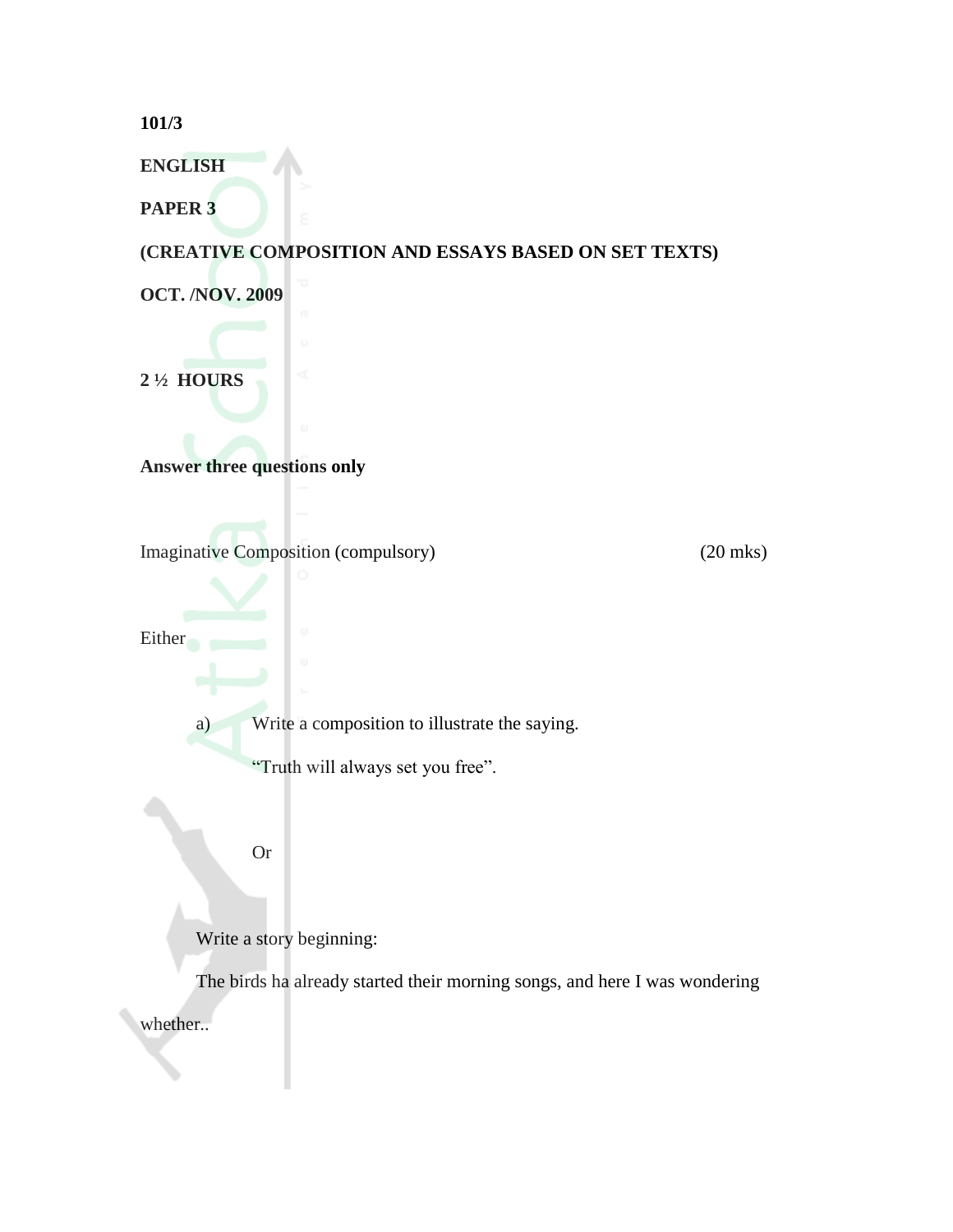**101/3**

**ENGLISH**

**PAPER 3**

**(CREATIVE COMPOSITION AND ESSAYS BASED ON SET TEXTS)**

**OCT. /NOV. 2009**

**2 ½ HOURS**

**Answer three questions only**

Imaginative Composition (compulsory) (20 mks)

Either

a) Write a composition to illustrate the saying.

"Truth will always set you free".

Or

Write a story beginning:

The birds ha already started their morning songs, and here I was wondering whether..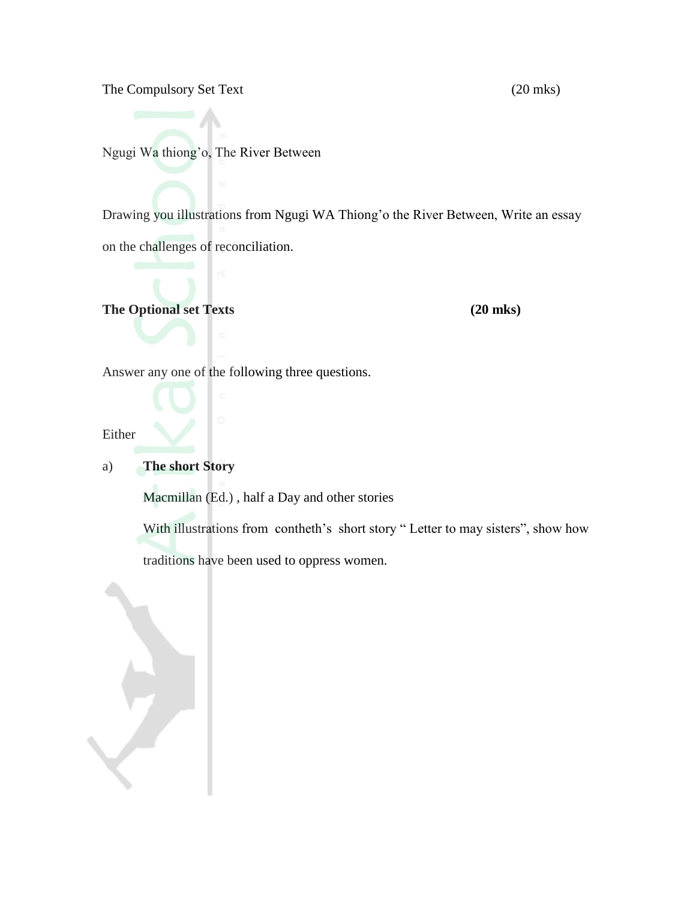The Compulsory Set Text (20 mks)

Ngugi Wa thiong'o, The River Between

Drawing you illustrations from Ngugi WA Thiong'o the River Between, Write an essay on the challenges of reconciliation.

**The Optional set Texts** **(20 mks)**

Answer any one of the following three questions.

Either

a) **The short Story**

Macmillan (Ed.) , half a Day and other stories

With illustrations from contheth's short story " Letter to may sisters", show how traditions have been used to oppress women.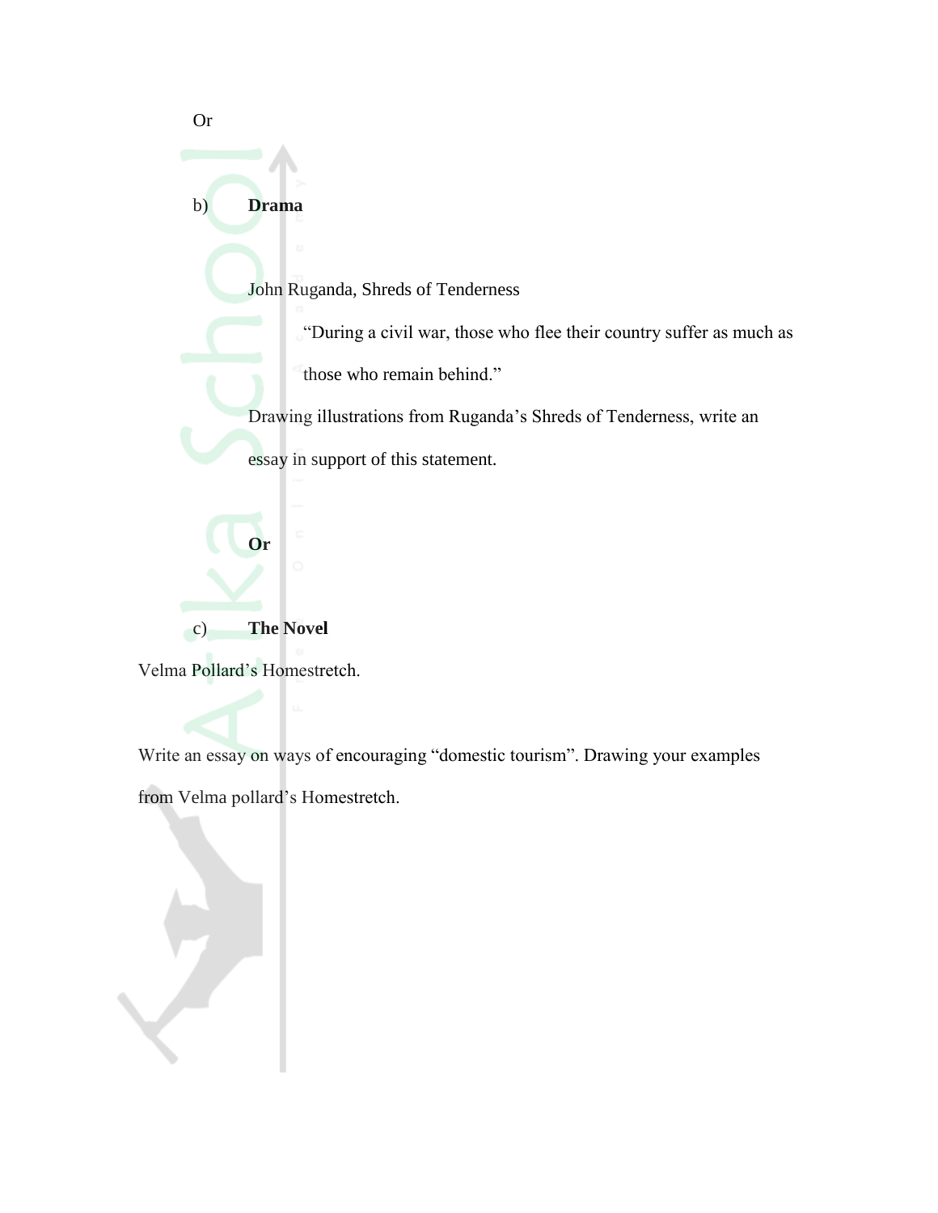Or

b) **Drama**

John Ruganda, Shreds of Tenderness

> "During a civil war, those who flee their country suffer as much as those who remain behind."

Drawing illustrations from Ruganda's Shreds of Tenderness, write an essay in support of this statement.

**Or**

c) **The Novel**

Velma Pollard's Homestretch.

Write an essay on ways of encouraging "domestic tourism". Drawing your examples from Velma pollard's Homestretch.